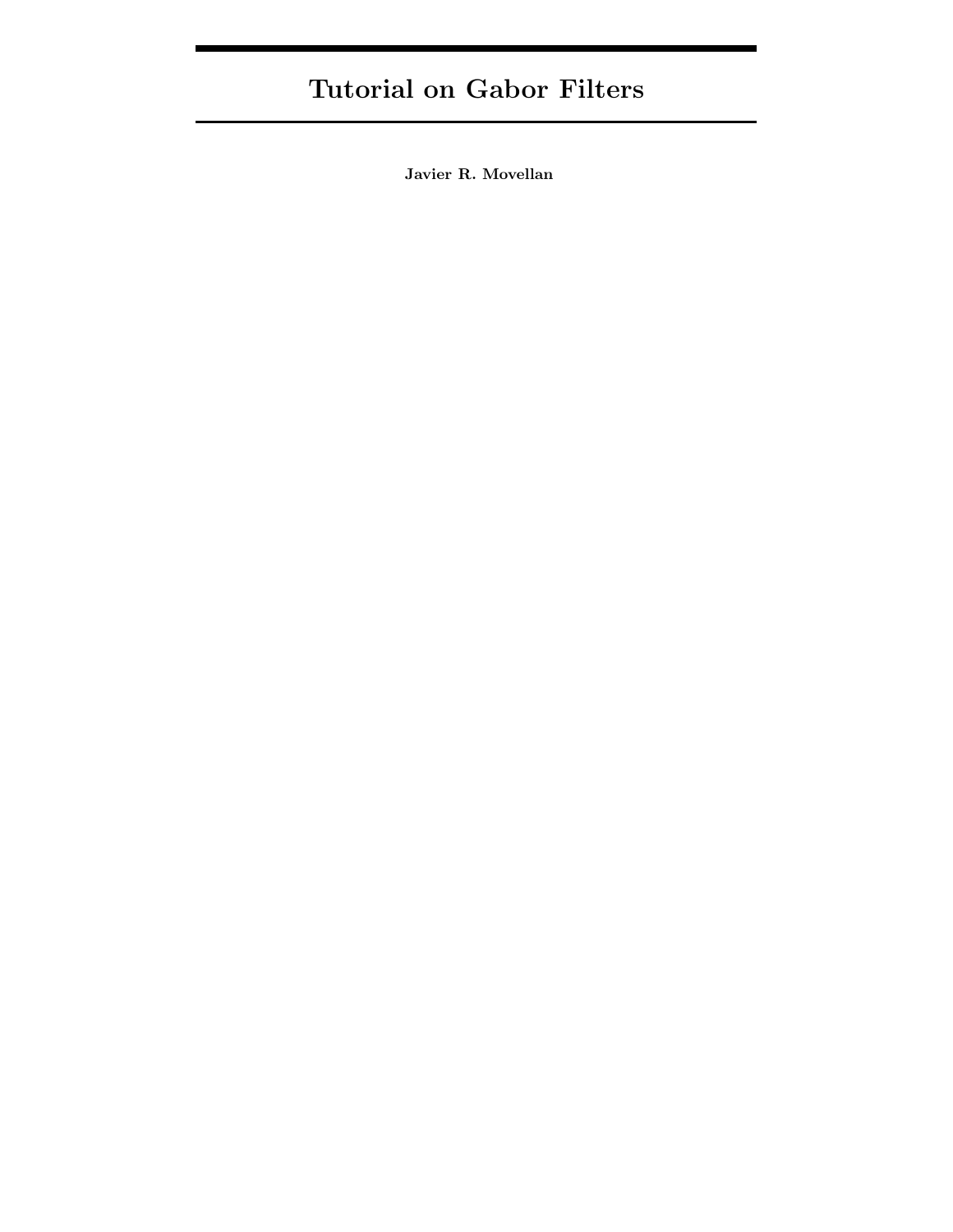# Tutorial on Gabor Filters

**Javier R. Movellan**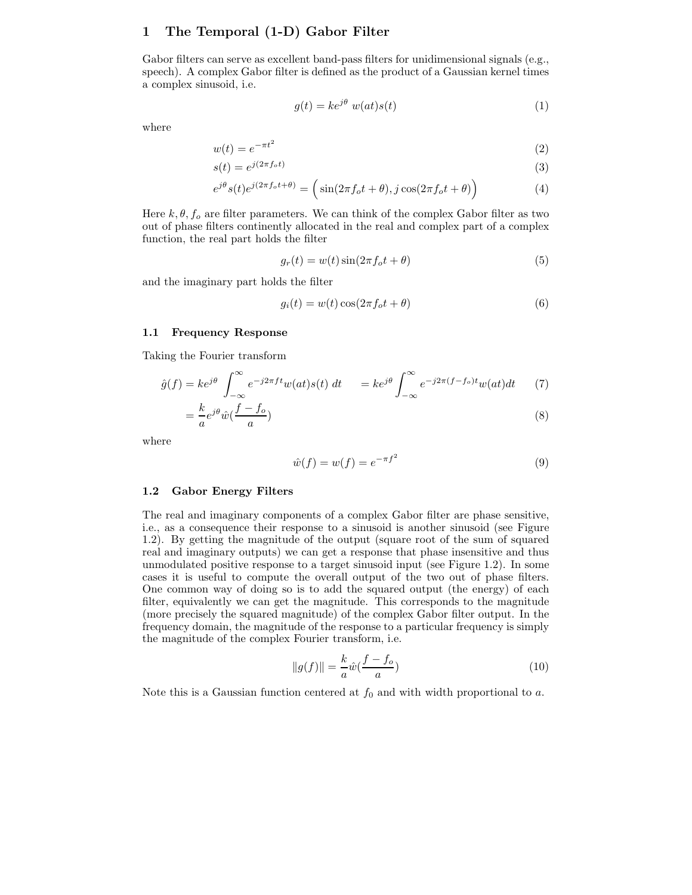# 1 The Temporal (1-D) Gabor Filter

Gabor filters can serve as excellent band-pass filters for unidimensional signals (e.g., speech). A complex Gabor filter is defined as the product of a Gaussian kernel times a complex sinusoid, i.e.

$$g(t) = ke^{j\theta}\ w(at)s(t) \tag{1}$$

where

$$w(t) = e^{-\pi t^2} \tag{2}$$

$$s(t) = e^{j(2\pi f_o t)} \tag{3}$$

$$e^{j\theta}s(t)e^{j(2\pi f_o t+\theta)} = \Big(\sin(2\pi f_o t + \theta), j\cos(2\pi f_o t + \theta)\Big) \tag{4}$$

Here $k, \theta, f_o$ are filter parameters. We can think of the complex Gabor filter as two out of phase filters continently allocated in the real and complex part of a complex function, the real part holds the filter

$$g_r(t) = w(t)\sin(2\pi f_o t + \theta) \tag{5}$$

and the imaginary part holds the filter

$$g_i(t) = w(t)\cos(2\pi f_o t + \theta) \tag{6}$$

## 1.1 Frequency Response

Taking the Fourier transform

$$\hat{g}(f) = ke^{j\theta}\int_{-\infty}^{\infty} e^{-j2\pi f t} w(at)s(t)\ dt \qquad = ke^{j\theta}\int_{-\infty}^{\infty} e^{-j2\pi(f-f_o)t} w(at)dt \tag{7}$$

$$= \frac{k}{a}e^{j\theta}\hat{w}(\frac{f-f_o}{a}) \tag{8}$$

where

$$\hat{w}(f) = w(f) = e^{-\pi f^2} \tag{9}$$

## 1.2 Gabor Energy Filters

The real and imaginary components of a complex Gabor filter are phase sensitive, i.e., as a consequence their response to a sinusoid is another sinusoid (see Figure 1.2). By getting the magnitude of the output (square root of the sum of squared real and imaginary outputs) we can get a response that phase insensitive and thus unmodulated positive response to a target sinusoid input (see Figure 1.2). In some cases it is useful to compute the overall output of the two out of phase filters. One common way of doing so is to add the squared output (the energy) of each filter, equivalently we can get the magnitude. This corresponds to the magnitude (more precisely the squared magnitude) of the complex Gabor filter output. In the frequency domain, the magnitude of the response to a particular frequency is simply the magnitude of the complex Fourier transform, i.e.

$$\|g(f)\| = \frac{k}{a}\hat{w}(\frac{f-f_o}{a}) \tag{10}$$

Note this is a Gaussian function centered at $f_0$ and with width proportional to $a$.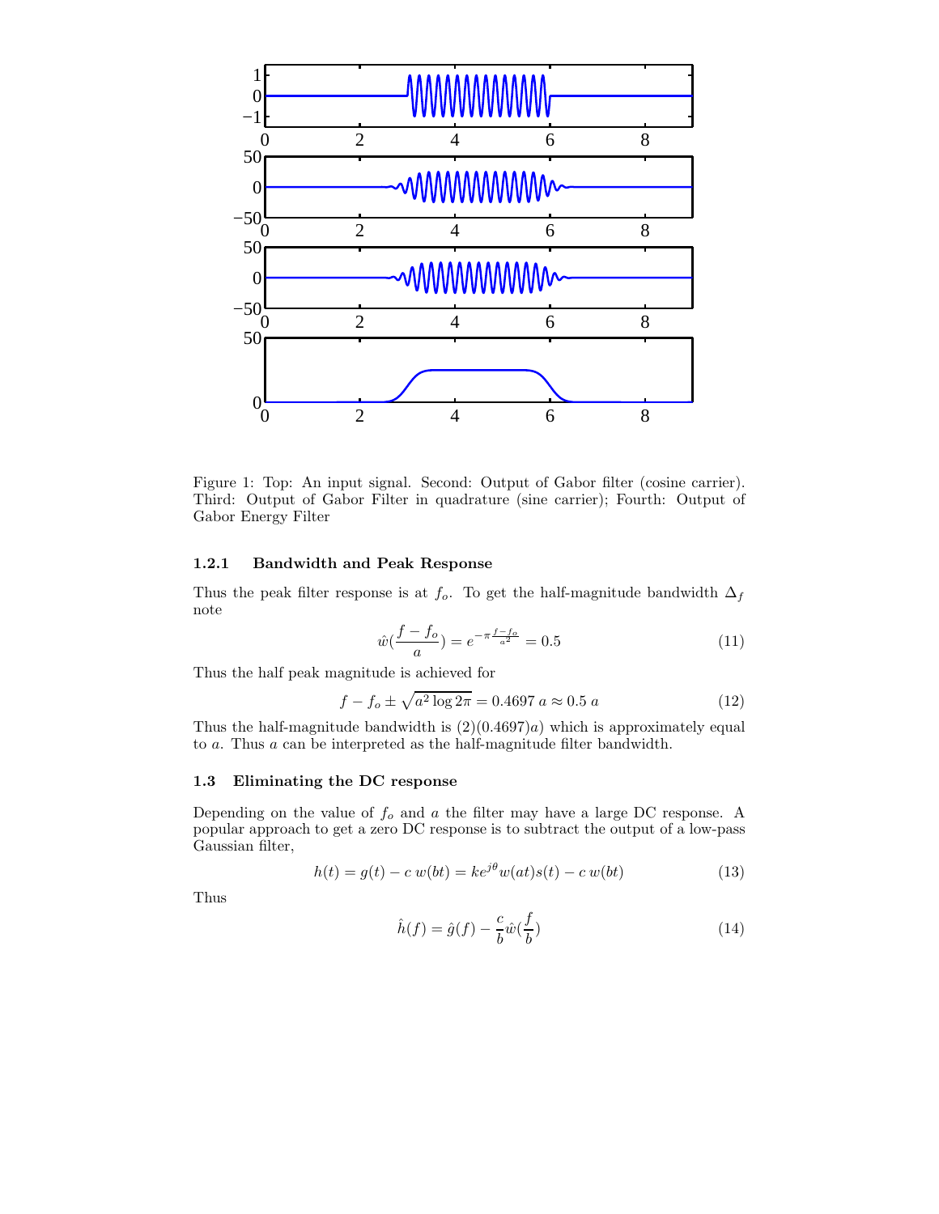Figure 1: Top: An input signal. Second: Output of Gabor filter (cosine carrier). Third: Output of Gabor Filter in quadrature (sine carrier); Fourth: Output of Gabor Energy Filter

#### 1.2.1 Bandwidth and Peak Response

Thus the peak filter response is at $f_o$. To get the half-magnitude bandwidth $\Delta_f$ note

$$\hat{w}(\frac{f - f_o}{a}) = e^{-\pi \frac{f - f_o}{a^2}} = 0.5 \tag{11}$$

Thus the half peak magnitude is achieved for

$$f - f_o \pm \sqrt{a^2 \log 2\pi} = 0.4697\ a \approx 0.5\ a \tag{12}$$

Thus the half-magnitude bandwidth is $(2)(0.4697)a)$ which is approximately equal to $a$. Thus $a$ can be interpreted as the half-magnitude filter bandwidth.

### 1.3 Eliminating the DC response

Depending on the value of $f_o$ and $a$ the filter may have a large DC response. A popular approach to get a zero DC response is to subtract the output of a low-pass Gaussian filter,

$$h(t) = g(t) - c\ w(bt) = ke^{j\theta} w(at)s(t) - c\ w(bt) \tag{13}$$

Thus

$$\hat{h}(f) = \hat{g}(f) - \frac{c}{b}\hat{w}(\frac{f}{b}) \tag{14}$$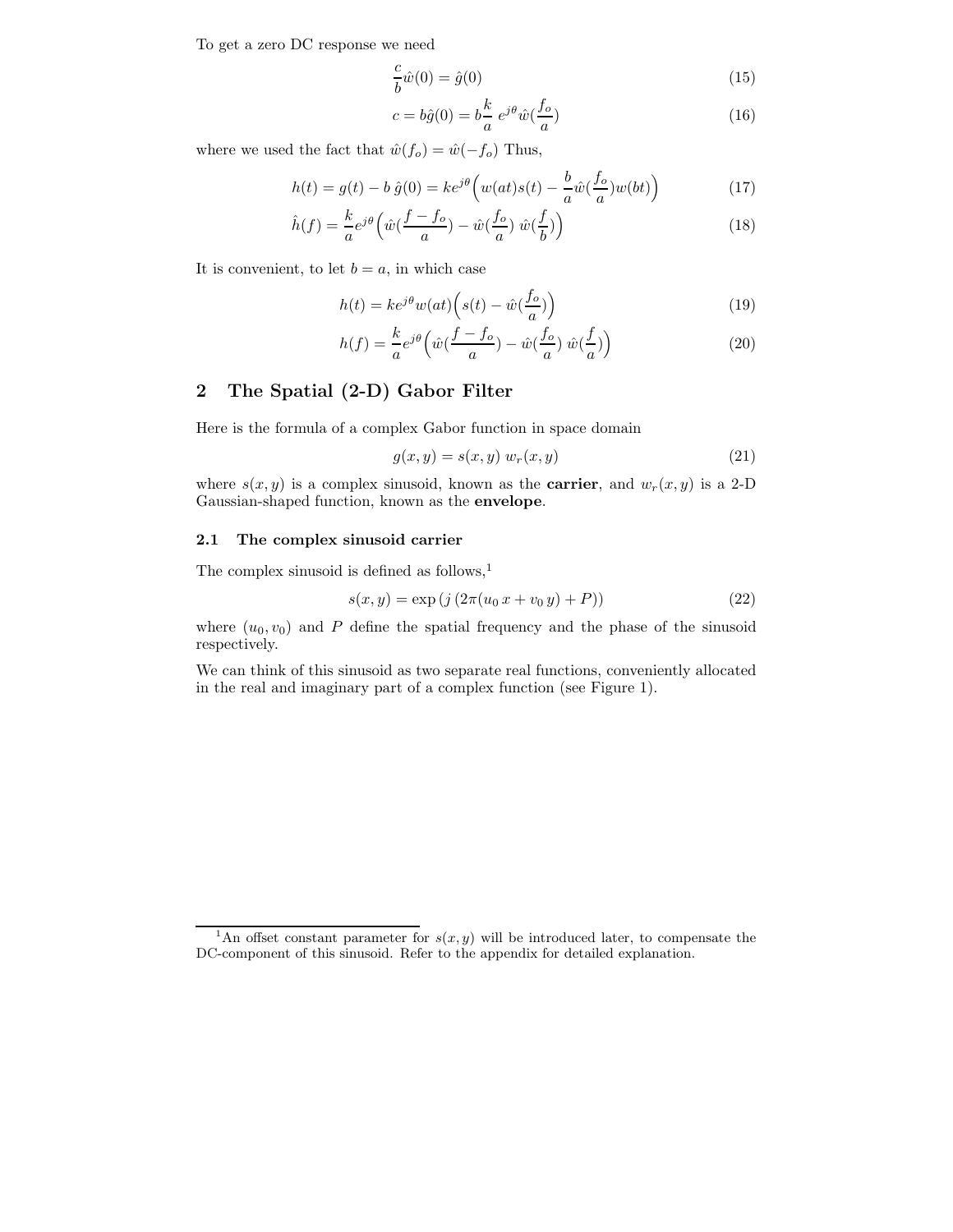To get a zero DC response we need

$$\frac{c}{b}\hat{w}(0) = \hat{g}(0) \tag{15}$$

$$c = b\hat{g}(0) = b\frac{k}{a}\, e^{j\theta}\hat{w}(\frac{f_o}{a}) \tag{16}$$

where we used the fact that $\hat{w}(f_o) = \hat{w}(-f_o)$ Thus,

$$h(t) = g(t) - b\,\hat{g}(0) = ke^{j\theta}\Big(w(at)s(t) - \frac{b}{a}\hat{w}(\frac{f_o}{a})w(bt)\Big) \tag{17}$$

$$\hat{h}(f) = \frac{k}{a}e^{j\theta}\Big(\hat{w}(\frac{f-f_o}{a}) - \hat{w}(\frac{f_o}{a})\;\hat{w}(\frac{f}{b})\Big) \tag{18}$$

It is convenient, to let $b = a$, in which case

$$h(t) = ke^{j\theta}w(at)\Big(s(t) - \hat{w}(\frac{f_o}{a})\Big) \tag{19}$$

$$h(f) = \frac{k}{a}e^{j\theta}\Big(\hat{w}(\frac{f-f_o}{a}) - \hat{w}(\frac{f_o}{a})\;\hat{w}(\frac{f}{a})\Big) \tag{20}$$

## 2 The Spatial (2-D) Gabor Filter

Here is the formula of a complex Gabor function in space domain

$$g(x,y) = s(x,y)\; w_r(x,y) \tag{21}$$

where $s(x,y)$ is a complex sinusoid, known as the **carrier**, and $w_r(x,y)$ is a 2-D Gaussian-shaped function, known as the **envelope**.

### 2.1 The complex sinusoid carrier

The complex sinusoid is defined as follows,[1]

$$s(x,y) = \exp\left(j\left(2\pi(u_0\,x + v_0\,y) + P\right)\right) \tag{22}$$

where $(u_0, v_0)$ and $P$ define the spatial frequency and the phase of the sinusoid respectively.

We can think of this sinusoid as two separate real functions, conveniently allocated in the real and imaginary part of a complex function (see Figure 1).

[1] An offset constant parameter for $s(x,y)$ will be introduced later, to compensate the DC-component of this sinusoid. Refer to the appendix for detailed explanation.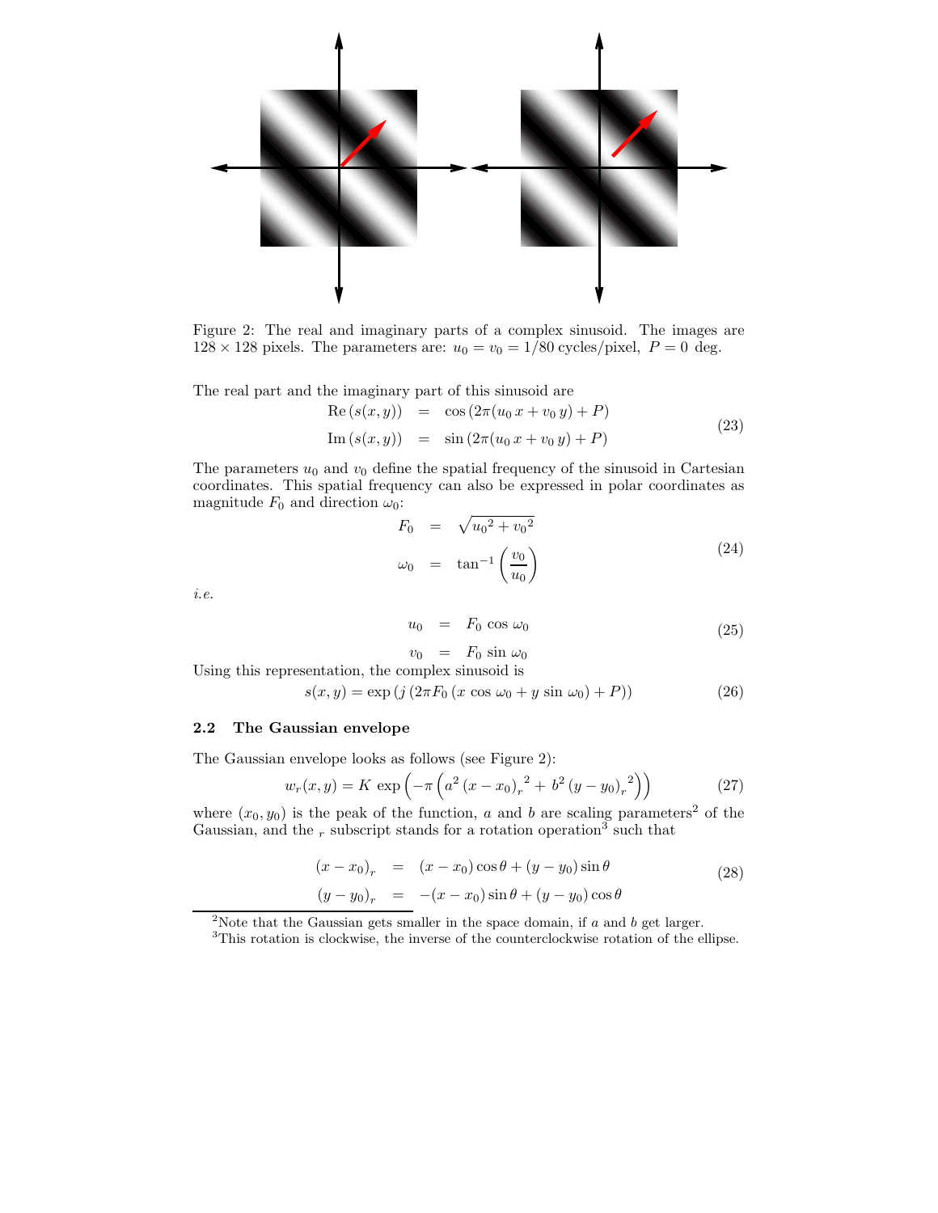Figure 2: The real and imaginary parts of a complex sinusoid. The images are $128 \times 128$ pixels. The parameters are: $u_0 = v_0 = 1/80$ cycles/pixel, $P = 0$ deg.

The real part and the imaginary part of this sinusoid are

$$
\begin{aligned}
\mathrm{Re}\,(s(x,y)) &= \cos\left(2\pi(u_0\,x + v_0\,y) + P\right) \\
\mathrm{Im}\,(s(x,y)) &= \sin\left(2\pi(u_0\,x + v_0\,y) + P\right)
\end{aligned}
\tag{23}
$$

The parameters $u_0$ and $v_0$ define the spatial frequency of the sinusoid in Cartesian coordinates. This spatial frequency can also be expressed in polar coordinates as magnitude $F_0$ and direction $\omega_0$:

$$
\begin{aligned}
F_0 &= \sqrt{{u_0}^2 + {v_0}^2} \\
\omega_0 &= \tan^{-1}\left(\frac{v_0}{u_0}\right)
\end{aligned}
\tag{24}
$$

*i.e.*

$$
\begin{aligned}
u_0 &= F_0\,\cos\omega_0 \\
v_0 &= F_0\,\sin\omega_0
\end{aligned}
\tag{25}
$$

Using this representation, the complex sinusoid is

$$
s(x,y) = \exp\left(j\left(2\pi F_0\left(x\,\cos\omega_0 + y\,\sin\omega_0\right) + P\right)\right) \tag{26}
$$

### 2.2 The Gaussian envelope

The Gaussian envelope looks as follows (see Figure 2):

$$
w_r(x,y) = K\,\exp\left(-\pi\left(a^2\,{(x-x_0)_r}^2 + b^2\,{(y-y_0)_r}^2\right)\right) \tag{27}
$$

where $(x_0, y_0)$ is the peak of the function, $a$ and $b$ are scaling parameters[2] of the Gaussian, and the $_r$ subscript stands for a rotation operation[3] such that

$$
\begin{aligned}
(x-x_0)_r &= (x-x_0)\cos\theta + (y-y_0)\sin\theta \\
(y-y_0)_r &= -(x-x_0)\sin\theta + (y-y_0)\cos\theta
\end{aligned}
\tag{28}
$$

[2]Note that the Gaussian gets smaller in the space domain, if $a$ and $b$ get larger.

[3]This rotation is clockwise, the inverse of the counterclockwise rotation of the ellipse.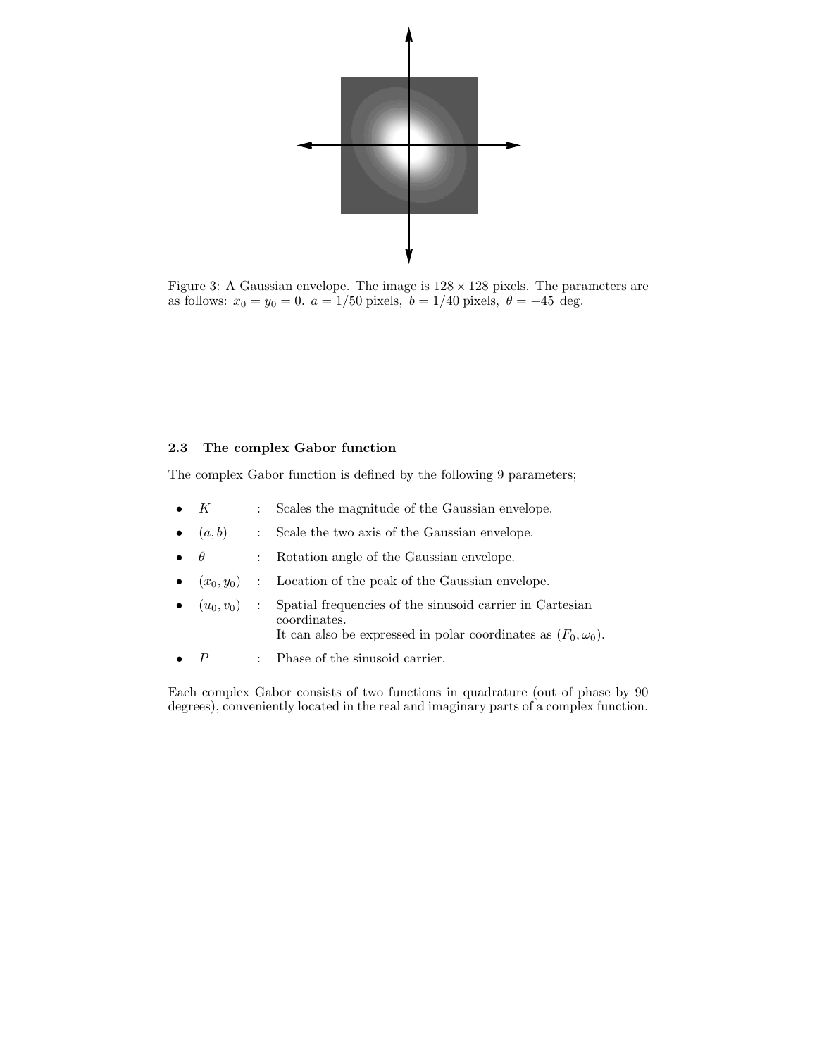Figure 3: A Gaussian envelope. The image is $128 \times 128$ pixels. The parameters are as follows: $x_0 = y_0 = 0$. $a = 1/50$ pixels, $b = 1/40$ pixels, $\theta = -45$ deg.

### 2.3 The complex Gabor function

The complex Gabor function is defined by the following 9 parameters;

- $K$ : Scales the magnitude of the Gaussian envelope.
- $(a, b)$ : Scale the two axis of the Gaussian envelope.
- $\theta$ : Rotation angle of the Gaussian envelope.
- $(x_0, y_0)$ : Location of the peak of the Gaussian envelope.
- $(u_0, v_0)$ : Spatial frequencies of the sinusoid carrier in Cartesian coordinates.
  It can also be expressed in polar coordinates as $(F_0, \omega_0)$.
- $P$ : Phase of the sinusoid carrier.

Each complex Gabor consists of two functions in quadrature (out of phase by 90 degrees), conveniently located in the real and imaginary parts of a complex function.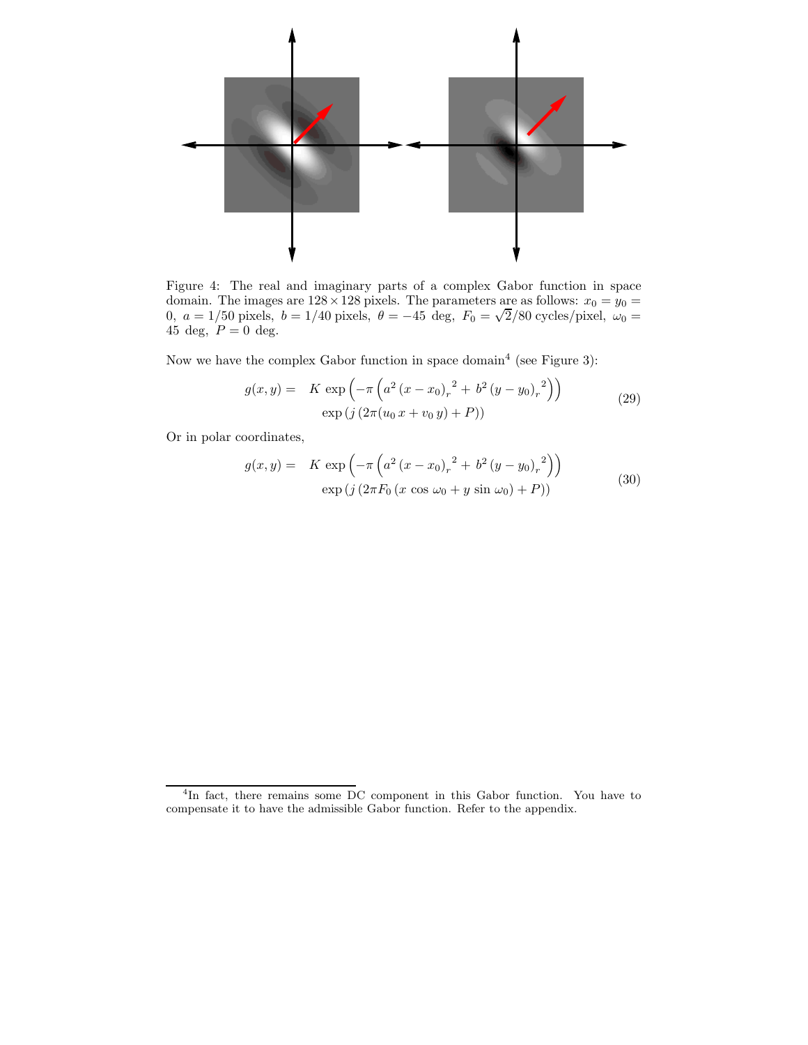Figure 4: The real and imaginary parts of a complex Gabor function in space domain. The images are $128 \times 128$ pixels. The parameters are as follows: $x_0 = y_0 = 0$, $a = 1/50$ pixels, $b = 1/40$ pixels, $\theta = -45$ deg, $F_0 = \sqrt{2}/80$ cycles/pixel, $\omega_0 = 45$ deg, $P = 0$ deg.

Now we have the complex Gabor function in space domain[4] (see Figure 3):

$$
\begin{aligned}
g(x,y) = \quad & K \, \exp\left(-\pi\left(a^2\,{(x-x_0)_r}^2 + b^2\,{(y-y_0)_r}^2\right)\right) \\
& \exp\left(j\left(2\pi(u_0\,x + v_0\,y) + P\right)\right)
\end{aligned}
\tag{29}
$$

Or in polar coordinates,

$$
\begin{aligned}
g(x,y) = \quad & K \, \exp\left(-\pi\left(a^2\,{(x-x_0)_r}^2 + b^2\,{(y-y_0)_r}^2\right)\right) \\
& \exp\left(j\left(2\pi F_0\left(x\,\cos\,\omega_0 + y\,\sin\,\omega_0\right) + P\right)\right)
\end{aligned}
\tag{30}
$$

[4] In fact, there remains some DC component in this Gabor function. You have to compensate it to have the admissible Gabor function. Refer to the appendix.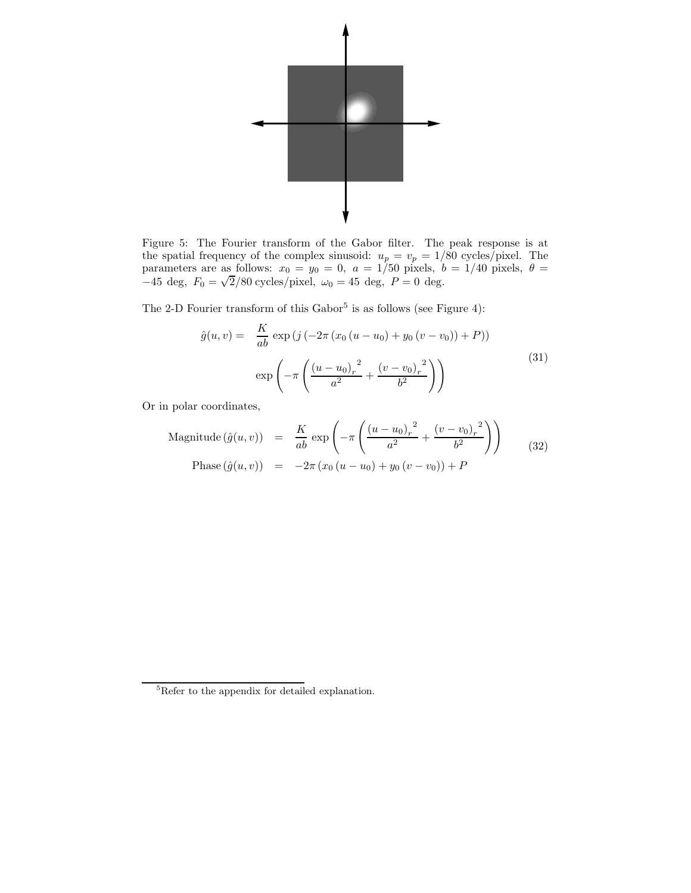Figure 5: The Fourier transform of the Gabor filter. The peak response is at the spatial frequency of the complex sinusoid: $u_p = v_p = 1/80$ cycles/pixel. The parameters are as follows: $x_0 = y_0 = 0,\ a = 1/50$ pixels, $b = 1/40$ pixels, $\theta = -45$ deg, $F_0 = \sqrt{2}/80$ cycles/pixel, $\omega_0 = 45$ deg, $P = 0$ deg.

The 2-D Fourier transform of this Gabor[5] is as follows (see Figure 4):

$$
\begin{aligned}
\hat{g}(u,v) = \quad & \frac{K}{ab}\, \exp\left(j\left(-2\pi\left(x_0\left(u-u_0\right)+y_0\left(v-v_0\right)\right)+P\right)\right) \\
& \exp\left(-\pi\left(\frac{{\left(u-u_0\right)_r}^2}{a^2}+\frac{{\left(v-v_0\right)_r}^2}{b^2}\right)\right)
\end{aligned}
\tag{31}
$$

Or in polar coordinates,

$$
\begin{aligned}
\text{Magnitude}\left(\hat{g}(u,v)\right) &= \frac{K}{ab}\, \exp\left(-\pi\left(\frac{{\left(u-u_0\right)_r}^2}{a^2}+\frac{{\left(v-v_0\right)_r}^2}{b^2}\right)\right) \\
\text{Phase}\left(\hat{g}(u,v)\right) &= -2\pi\left(x_0\left(u-u_0\right)+y_0\left(v-v_0\right)\right)+P
\end{aligned}
\tag{32}
$$

[5] Refer to the appendix for detailed explanation.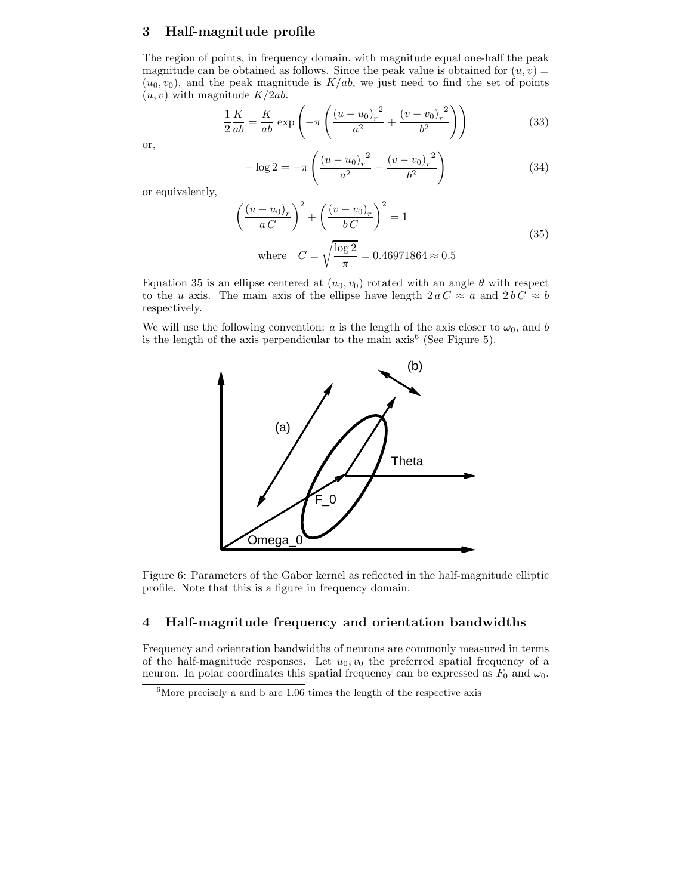## 3 Half-magnitude profile

The region of points, in frequency domain, with magnitude equal one-half the peak magnitude can be obtained as follows. Since the peak value is obtained for $(u, v) = (u_0, v_0)$, and the peak magnitude is $K/ab$, we just need to find the set of points $(u, v)$ with magnitude $K/2ab$.

$$\frac{1}{2}\frac{K}{ab} = \frac{K}{ab}\exp\left(-\pi\left(\frac{{(u-u_0)_r}^2}{a^2} + \frac{{(v-v_0)_r}^2}{b^2}\right)\right) \tag{33}$$

or,

$$-\log 2 = -\pi\left(\frac{{(u-u_0)_r}^2}{a^2} + \frac{{(v-v_0)_r}^2}{b^2}\right) \tag{34}$$

or equivalently,

$$\left(\frac{(u-u_0)_r}{a\,C}\right)^2 + \left(\frac{(v-v_0)_r}{b\,C}\right)^2 = 1$$
$$\text{where} \quad C = \sqrt{\frac{\log 2}{\pi}} = 0.46971864 \approx 0.5 \tag{35}$$

Equation 35 is an ellipse centered at $(u_0, v_0)$ rotated with an angle $\theta$ with respect to the $u$ axis. The main axis of the ellipse have length $2\,a\,C \approx a$ and $2\,b\,C \approx b$ respectively.

We will use the following convention: $a$ is the length of the axis closer to $\omega_0$, and $b$ is the length of the axis perpendicular to the main axis[6] (See Figure 5).

Figure 6: Parameters of the Gabor kernel as reflected in the half-magnitude elliptic profile. Note that this is a figure in frequency domain.

## 4 Half-magnitude frequency and orientation bandwidths

Frequency and orientation bandwidths of neurons are commonly measured in terms of the half-magnitude responses. Let $u_0, v_0$ the preferred spatial frequency of a neuron. In polar coordinates this spatial frequency can be expressed as $F_0$ and $\omega_0$.

[6] More precisely a and b are 1.06 times the length of the respective axis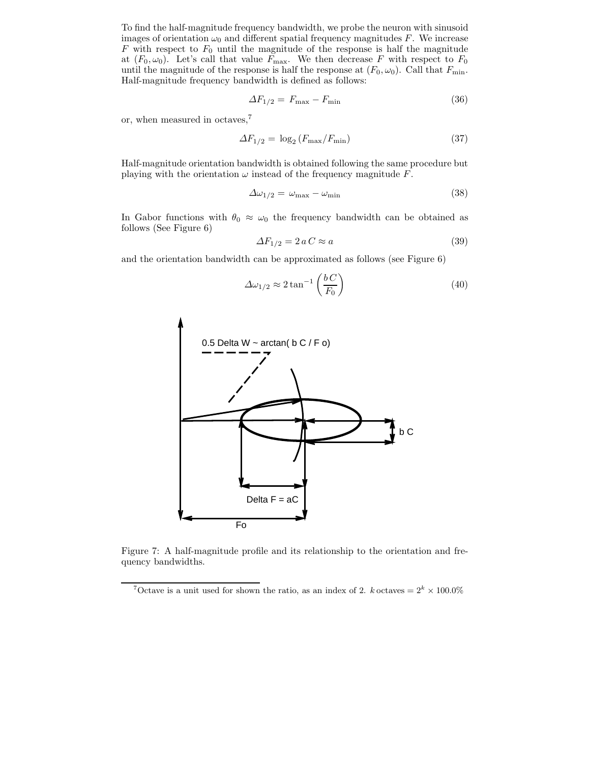To find the half-magnitude frequency bandwidth, we probe the neuron with sinusoid images of orientation $\omega_0$ and different spatial frequency magnitudes $F$. We increase $F$ with respect to $F_0$ until the magnitude of the response is half the magnitude at $(F_0, \omega_0)$. Let's call that value $F_{\max}$. We then decrease $F$ with respect to $F_0$ until the magnitude of the response is half the response at $(F_0, \omega_0)$. Call that $F_{\min}$. Half-magnitude frequency bandwidth is defined as follows:

$$\Delta F_{1/2} = F_{\max} - F_{\min} \tag{36}$$

or, when measured in octaves,[7]

$$\Delta F_{1/2} = \log_2 (F_{\max}/F_{\min}) \tag{37}$$

Half-magnitude orientation bandwidth is obtained following the same procedure but playing with the orientation $\omega$ instead of the frequency magnitude $F$.

$$\Delta\omega_{1/2} = \omega_{\max} - \omega_{\min} \tag{38}$$

In Gabor functions with $\theta_0 \approx \omega_0$ the frequency bandwidth can be obtained as follows (See Figure 6)

$$\Delta F_{1/2} = 2\, a\, C \approx a \tag{39}$$

and the orientation bandwidth can be approximated as follows (see Figure 6)

$$\Delta\omega_{1/2} \approx 2 \tan^{-1}\left(\frac{b\, C}{F_0}\right) \tag{40}$$

Figure 7: A half-magnitude profile and its relationship to the orientation and frequency bandwidths.

[7] Octave is a unit used for shown the ratio, as an index of 2. $k$ octaves $= 2^k \times 100.0\%$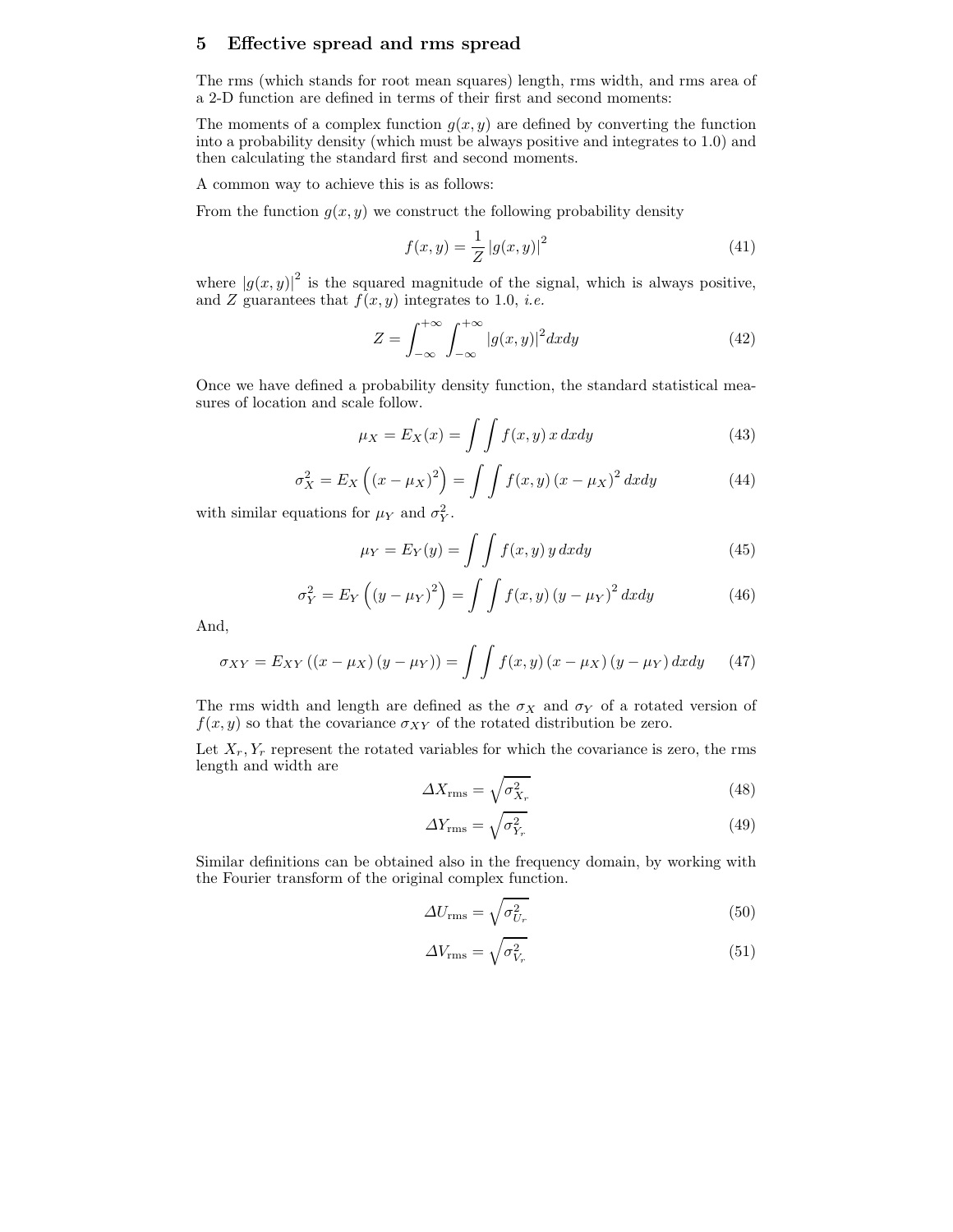## 5 Effective spread and rms spread

The rms (which stands for root mean squares) length, rms width, and rms area of a 2-D function are defined in terms of their first and second moments:

The moments of a complex function $g(x, y)$ are defined by converting the function into a probability density (which must be always positive and integrates to 1.0) and then calculating the standard first and second moments.

A common way to achieve this is as follows:

From the function $g(x, y)$ we construct the following probability density

$$f(x,y) = \frac{1}{Z} \left| g(x,y) \right|^2 \tag{41}$$

where $\left| g(x,y) \right|^2$ is the squared magnitude of the signal, which is always positive, and $Z$ guarantees that $f(x, y)$ integrates to 1.0, *i.e.*

$$Z = \int_{-\infty}^{+\infty} \int_{-\infty}^{+\infty} \left| g(x,y) \right|^2 dxdy \tag{42}$$

Once we have defined a probability density function, the standard statistical measures of location and scale follow.

$$\mu_X = E_X(x) = \int \int f(x,y)\, x \, dxdy \tag{43}$$

$$\sigma_X^2 = E_X\left( \left( x - \mu_X \right)^2 \right) = \int \int f(x,y) \left( x - \mu_X \right)^2 dxdy \tag{44}$$

with similar equations for $\mu_Y$ and $\sigma_Y^2$.

$$\mu_Y = E_Y(y) = \int \int f(x,y)\, y \, dxdy \tag{45}$$

$$\sigma_Y^2 = E_Y\left( \left( y - \mu_Y \right)^2 \right) = \int \int f(x,y) \left( y - \mu_Y \right)^2 dxdy \tag{46}$$

And,

$$\sigma_{XY} = E_{XY}\left( \left( x - \mu_X \right) \left( y - \mu_Y \right) \right) = \int \int f(x,y) \left( x - \mu_X \right) \left( y - \mu_Y \right) dxdy \tag{47}$$

The rms width and length are defined as the $\sigma_X$ and $\sigma_Y$ of a rotated version of $f(x, y)$ so that the covariance $\sigma_{XY}$ of the rotated distribution be zero.

Let $X_r, Y_r$ represent the rotated variables for which the covariance is zero, the rms length and width are

$$\Delta X_{\text{rms}} = \sqrt{\sigma_{X_r}^2} \tag{48}$$

$$\Delta Y_{\text{rms}} = \sqrt{\sigma_{Y_r}^2} \tag{49}$$

Similar definitions can be obtained also in the frequency domain, by working with the Fourier transform of the original complex function.

$$\Delta U_{\text{rms}} = \sqrt{\sigma_{U_r}^2} \tag{50}$$

$$\Delta V_{\text{rms}} = \sqrt{\sigma_{V_r}^2} \tag{51}$$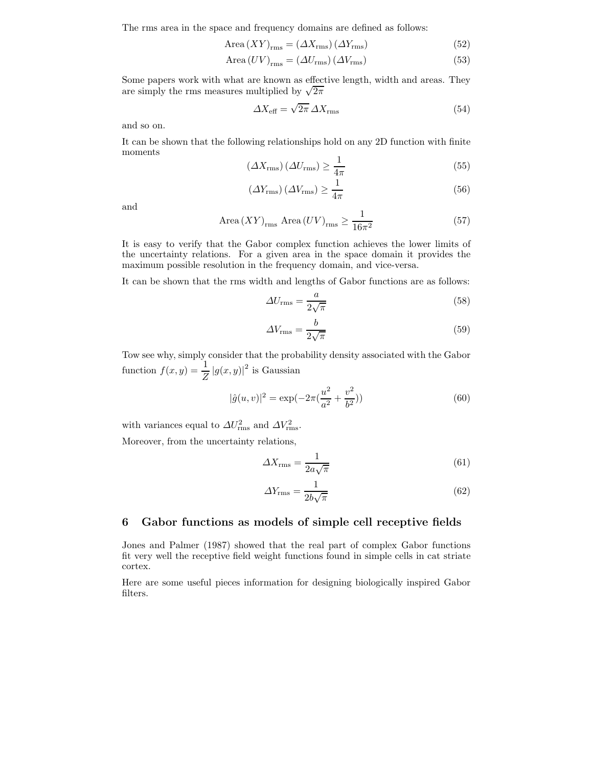The rms area in the space and frequency domains are defined as follows:

$$\text{Area}\,(XY)_{\text{rms}} = (\Delta X_{\text{rms}})\,(\Delta Y_{\text{rms}}) \tag{52}$$

$$\text{Area}\,(UV)_{\text{rms}} = (\Delta U_{\text{rms}})\,(\Delta V_{\text{rms}}) \tag{53}$$

Some papers work with what are known as effective length, width and areas. They are simply the rms measures multiplied by $\sqrt{2\pi}$

$$\Delta X_{\text{eff}} = \sqrt{2\pi}\,\Delta X_{\text{rms}} \tag{54}$$

and so on.

It can be shown that the following relationships hold on any 2D function with finite moments

$$(\Delta X_{\text{rms}})\,(\Delta U_{\text{rms}}) \geq \frac{1}{4\pi} \tag{55}$$

$$(\Delta Y_{\text{rms}})\,(\Delta V_{\text{rms}}) \geq \frac{1}{4\pi} \tag{56}$$

and

$$\text{Area}\,(XY)_{\text{rms}}\ \text{Area}\,(UV)_{\text{rms}} \geq \frac{1}{16\pi^2} \tag{57}$$

It is easy to verify that the Gabor complex function achieves the lower limits of the uncertainty relations. For a given area in the space domain it provides the maximum possible resolution in the frequency domain, and vice-versa.

It can be shown that the rms width and lengths of Gabor functions are as follows:

$$\Delta U_{\text{rms}} = \frac{a}{2\sqrt{\pi}} \tag{58}$$

$$\Delta V_{\text{rms}} = \frac{b}{2\sqrt{\pi}} \tag{59}$$

Tow see why, simply consider that the probability density associated with the Gabor function $f(x,y) = \frac{1}{Z}\,|g(x,y)|^2$ is Gaussian

$$|\hat{g}(u,v)|^2 = \exp(-2\pi(\frac{u^2}{a^2} + \frac{v^2}{b^2})) \tag{60}$$

with variances equal to $\Delta U^2_{\text{rms}}$ and $\Delta V^2_{\text{rms}}$.

Moreover, from the uncertainty relations,

$$\Delta X_{\text{rms}} = \frac{1}{2a\sqrt{\pi}} \tag{61}$$

$$\Delta Y_{\text{rms}} = \frac{1}{2b\sqrt{\pi}} \tag{62}$$

## 6 Gabor functions as models of simple cell receptive fields

Jones and Palmer (1987) showed that the real part of complex Gabor functions fit very well the receptive field weight functions found in simple cells in cat striate cortex.

Here are some useful pieces information for designing biologically inspired Gabor filters.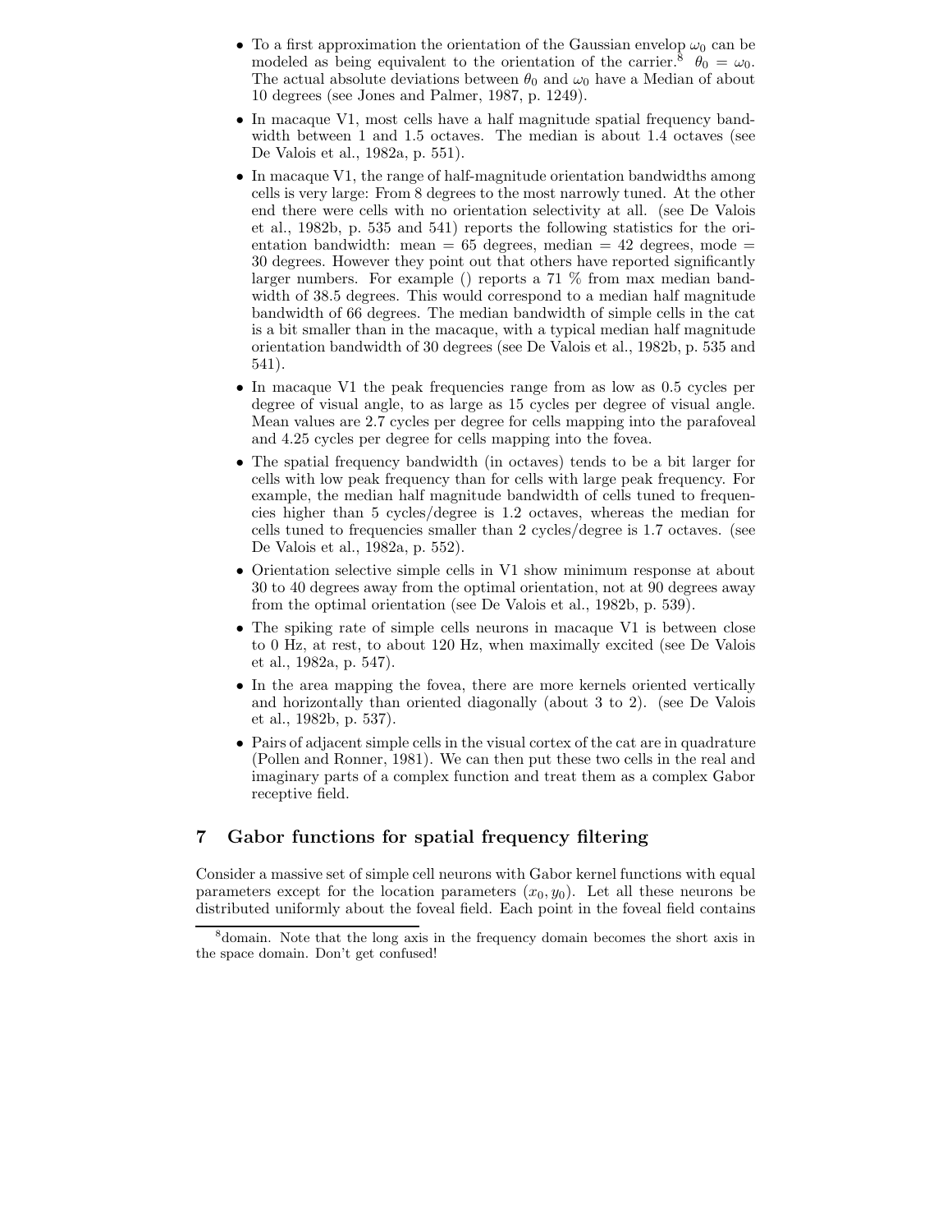- To a first approximation the orientation of the Gaussian envelop $\omega_0$ can be modeled as being equivalent to the orientation of the carrier.[8] $\theta_0 = \omega_0$. The actual absolute deviations between $\theta_0$ and $\omega_0$ have a Median of about 10 degrees (see Jones and Palmer, 1987, p. 1249).

- In macaque V1, most cells have a half magnitude spatial frequency bandwidth between 1 and 1.5 octaves. The median is about 1.4 octaves (see De Valois et al., 1982a, p. 551).

- In macaque V1, the range of half-magnitude orientation bandwidths among cells is very large: From 8 degrees to the most narrowly tuned. At the other end there were cells with no orientation selectivity at all. (see De Valois et al., 1982b, p. 535 and 541) reports the following statistics for the orientation bandwidth: mean = 65 degrees, median = 42 degrees, mode = 30 degrees. However they point out that others have reported significantly larger numbers. For example () reports a 71 % from max median bandwidth of 38.5 degrees. This would correspond to a median half magnitude bandwidth of 66 degrees. The median bandwidth of simple cells in the cat is a bit smaller than in the macaque, with a typical median half magnitude orientation bandwidth of 30 degrees (see De Valois et al., 1982b, p. 535 and 541).

- In macaque V1 the peak frequencies range from as low as 0.5 cycles per degree of visual angle, to as large as 15 cycles per degree of visual angle. Mean values are 2.7 cycles per degree for cells mapping into the parafoveal and 4.25 cycles per degree for cells mapping into the fovea.

- The spatial frequency bandwidth (in octaves) tends to be a bit larger for cells with low peak frequency than for cells with large peak frequency. For example, the median half magnitude bandwidth of cells tuned to frequencies higher than 5 cycles/degree is 1.2 octaves, whereas the median for cells tuned to frequencies smaller than 2 cycles/degree is 1.7 octaves. (see De Valois et al., 1982a, p. 552).

- Orientation selective simple cells in V1 show minimum response at about 30 to 40 degrees away from the optimal orientation, not at 90 degrees away from the optimal orientation (see De Valois et al., 1982b, p. 539).

- The spiking rate of simple cells neurons in macaque V1 is between close to 0 Hz, at rest, to about 120 Hz, when maximally excited (see De Valois et al., 1982a, p. 547).

- In the area mapping the fovea, there are more kernels oriented vertically and horizontally than oriented diagonally (about 3 to 2). (see De Valois et al., 1982b, p. 537).

- Pairs of adjacent simple cells in the visual cortex of the cat are in quadrature (Pollen and Ronner, 1981). We can then put these two cells in the real and imaginary parts of a complex function and treat them as a complex Gabor receptive field.

## 7 Gabor functions for spatial frequency filtering

Consider a massive set of simple cell neurons with Gabor kernel functions with equal parameters except for the location parameters $(x_0, y_0)$. Let all these neurons be distributed uniformly about the foveal field. Each point in the foveal field contains

[8] domain. Note that the long axis in the frequency domain becomes the short axis in the space domain. Don't get confused!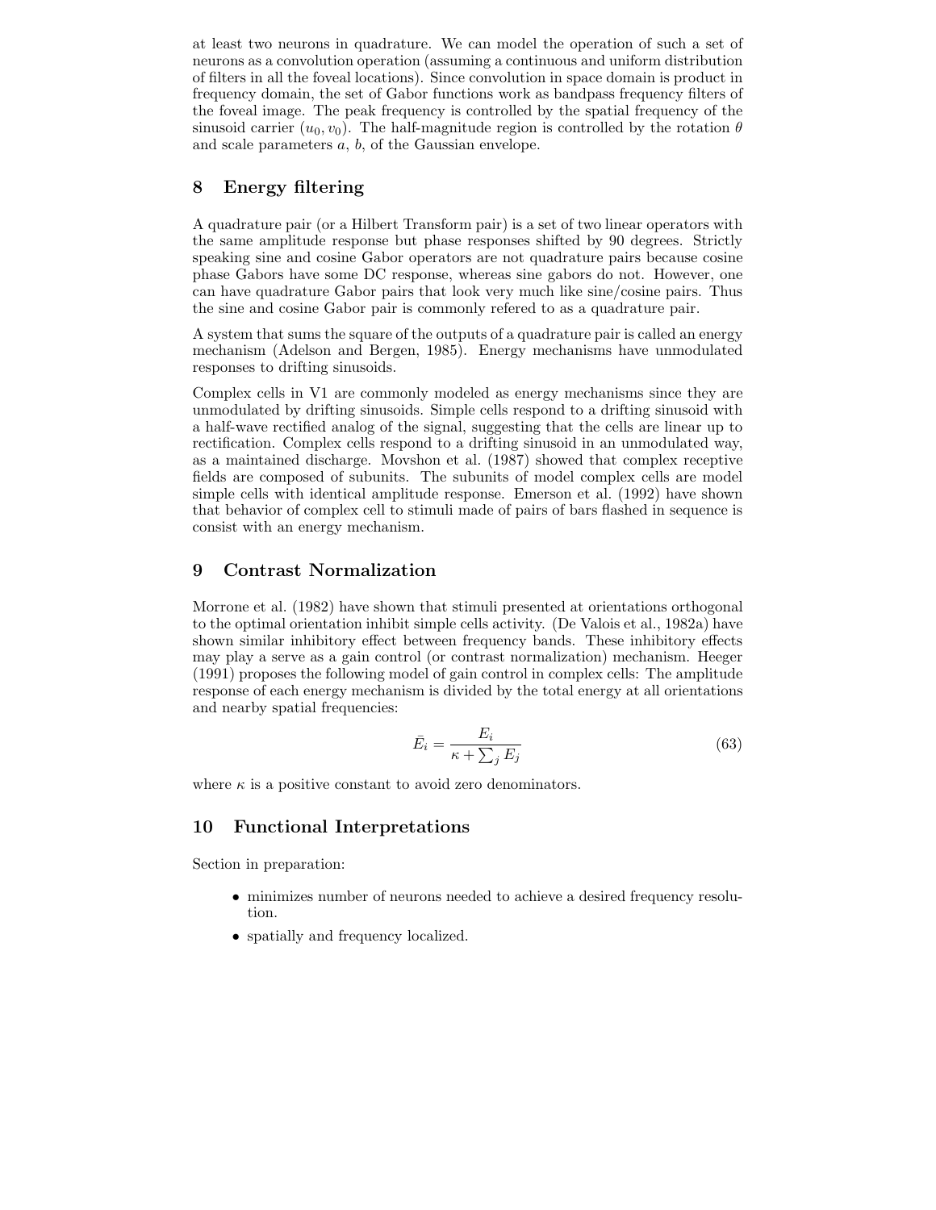at least two neurons in quadrature. We can model the operation of such a set of neurons as a convolution operation (assuming a continuous and uniform distribution of filters in all the foveal locations). Since convolution in space domain is product in frequency domain, the set of Gabor functions work as bandpass frequency filters of the foveal image. The peak frequency is controlled by the spatial frequency of the sinusoid carrier $(u_0, v_0)$. The half-magnitude region is controlled by the rotation $\theta$ and scale parameters $a$, $b$, of the Gaussian envelope.

## 8 Energy filtering

A quadrature pair (or a Hilbert Transform pair) is a set of two linear operators with the same amplitude response but phase responses shifted by 90 degrees. Strictly speaking sine and cosine Gabor operators are not quadrature pairs because cosine phase Gabors have some DC response, whereas sine gabors do not. However, one can have quadrature Gabor pairs that look very much like sine/cosine pairs. Thus the sine and cosine Gabor pair is commonly refered to as a quadrature pair.

A system that sums the square of the outputs of a quadrature pair is called an energy mechanism (Adelson and Bergen, 1985). Energy mechanisms have unmodulated responses to drifting sinusoids.

Complex cells in V1 are commonly modeled as energy mechanisms since they are unmodulated by drifting sinusoids. Simple cells respond to a drifting sinusoid with a half-wave rectified analog of the signal, suggesting that the cells are linear up to rectification. Complex cells respond to a drifting sinusoid in an unmodulated way, as a maintained discharge. Movshon et al. (1987) showed that complex receptive fields are composed of subunits. The subunits of model complex cells are model simple cells with identical amplitude response. Emerson et al. (1992) have shown that behavior of complex cell to stimuli made of pairs of bars flashed in sequence is consist with an energy mechanism.

## 9 Contrast Normalization

Morrone et al. (1982) have shown that stimuli presented at orientations orthogonal to the optimal orientation inhibit simple cells activity. (De Valois et al., 1982a) have shown similar inhibitory effect between frequency bands. These inhibitory effects may play a serve as a gain control (or contrast normalization) mechanism. Heeger (1991) proposes the following model of gain control in complex cells: The amplitude response of each energy mechanism is divided by the total energy at all orientations and nearby spatial frequencies:

$$\bar{E}_i = \frac{E_i}{\kappa + \sum_j E_j} \tag{63}$$

where $\kappa$ is a positive constant to avoid zero denominators.

## 10 Functional Interpretations

Section in preparation:

- minimizes number of neurons needed to achieve a desired frequency resolution.
- spatially and frequency localized.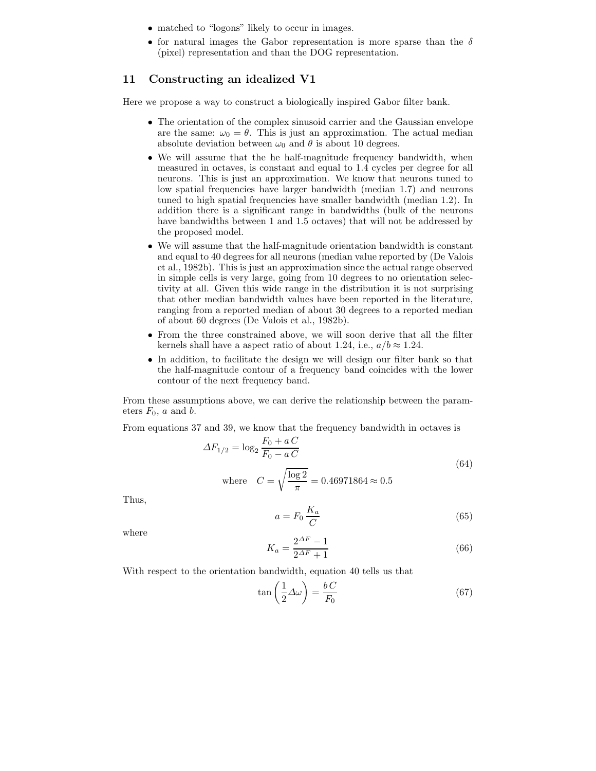- matched to "logons" likely to occur in images.
- for natural images the Gabor representation is more sparse than the $\delta$ (pixel) representation and than the DOG representation.

## 11 Constructing an idealized V1

Here we propose a way to construct a biologically inspired Gabor filter bank.

- The orientation of the complex sinusoid carrier and the Gaussian envelope are the same: $\omega_0 = \theta$. This is just an approximation. The actual median absolute deviation between $\omega_0$ and $\theta$ is about 10 degrees.
- We will assume that the he half-magnitude frequency bandwidth, when measured in octaves, is constant and equal to 1.4 cycles per degree for all neurons. This is just an approximation. We know that neurons tuned to low spatial frequencies have larger bandwidth (median 1.7) and neurons tuned to high spatial frequencies have smaller bandwidth (median 1.2). In addition there is a significant range in bandwidths (bulk of the neurons have bandwidths between 1 and 1.5 octaves) that will not be addressed by the proposed model.
- We will assume that the half-magnitude orientation bandwidth is constant and equal to 40 degrees for all neurons (median value reported by (De Valois et al., 1982b). This is just an approximation since the actual range observed in simple cells is very large, going from 10 degrees to no orientation selectivity at all. Given this wide range in the distribution it is not surprising that other median bandwidth values have been reported in the literature, ranging from a reported median of about 30 degrees to a reported median of about 60 degrees (De Valois et al., 1982b).
- From the three constrained above, we will soon derive that all the filter kernels shall have a aspect ratio of about 1.24, i.e., $a/b \approx 1.24$.
- In addition, to facilitate the design we will design our filter bank so that the half-magnitude contour of a frequency band coincides with the lower contour of the next frequency band.

From these assumptions above, we can derive the relationship between the parameters $F_0$, $a$ and $b$.

From equations 37 and 39, we know that the frequency bandwidth in octaves is

$$\Delta F_{1/2} = \log_2 \frac{F_0 + a\,C}{F_0 - a\,C}$$
$$\text{where} \quad C = \sqrt{\frac{\log 2}{\pi}} = 0.46971864 \approx 0.5 \tag{64}$$

Thus,

$$a = F_0 \,\frac{K_a}{C} \tag{65}$$

where

$$K_a = \frac{2^{\Delta F} - 1}{2^{\Delta F} + 1} \tag{66}$$

With respect to the orientation bandwidth, equation 40 tells us that

$$\tan\left(\frac{1}{2}\Delta\omega\right) = \frac{b\,C}{F_0} \tag{67}$$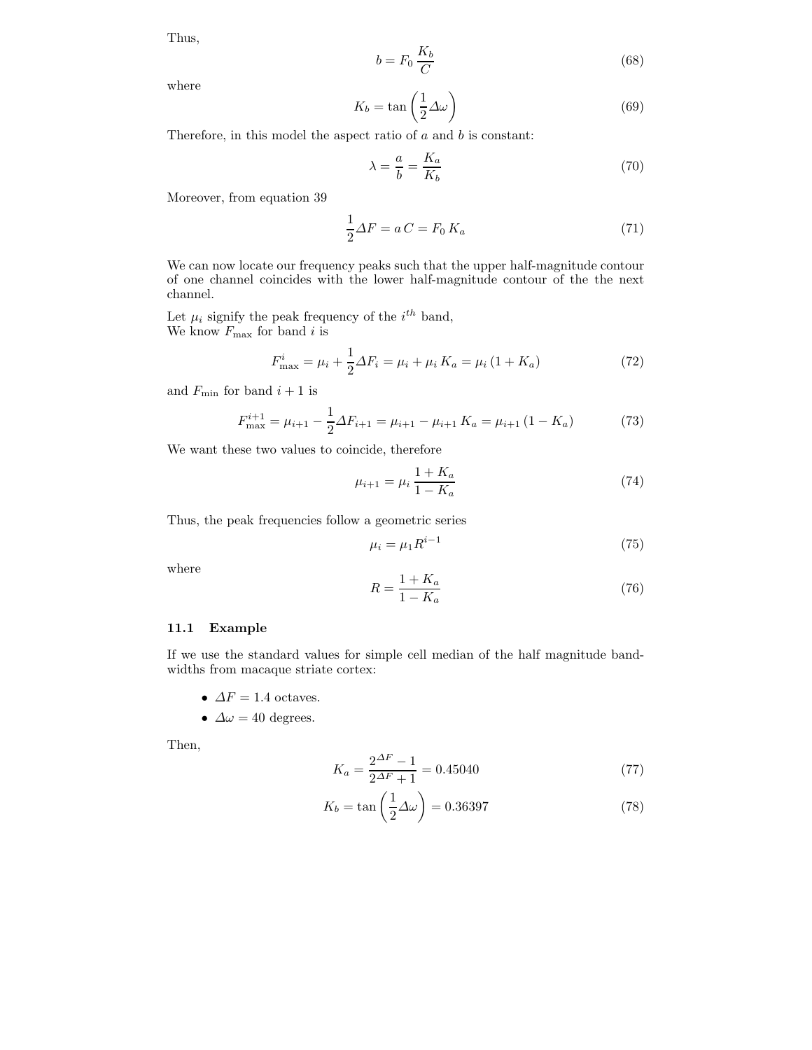Thus,

$$b = F_0 \, \frac{K_b}{C} \tag{68}$$

where

$$K_b = \tan\left(\frac{1}{2}\Delta\omega\right) \tag{69}$$

Therefore, in this model the aspect ratio of $a$ and $b$ is constant:

$$\lambda = \frac{a}{b} = \frac{K_a}{K_b} \tag{70}$$

Moreover, from equation 39

$$\frac{1}{2}\Delta F = a\,C = F_0\,K_a \tag{71}$$

We can now locate our frequency peaks such that the upper half-magnitude contour of one channel coincides with the lower half-magnitude contour of the the next channel.

Let $\mu_i$ signify the peak frequency of the $i^{th}$ band,
We know $F_{\max}$ for band $i$ is

$$F^i_{\max} = \mu_i + \frac{1}{2}\Delta F_i = \mu_i + \mu_i\,K_a = \mu_i\,(1 + K_a) \tag{72}$$

and $F_{\min}$ for band $i+1$ is

$$F^{i+1}_{\max} = \mu_{i+1} - \frac{1}{2}\Delta F_{i+1} = \mu_{i+1} - \mu_{i+1}\,K_a = \mu_{i+1}\,(1 - K_a) \tag{73}$$

We want these two values to coincide, therefore

$$\mu_{i+1} = \mu_i\,\frac{1 + K_a}{1 - K_a} \tag{74}$$

Thus, the peak frequencies follow a geometric series

$$\mu_i = \mu_1 R^{i-1} \tag{75}$$

where

$$R = \frac{1 + K_a}{1 - K_a} \tag{76}$$

### 11.1 Example

If we use the standard values for simple cell median of the half magnitude bandwidths from macaque striate cortex:

- $\Delta F = 1.4$ octaves.
- $\Delta\omega = 40$ degrees.

Then,

$$K_a = \frac{2^{\Delta F} - 1}{2^{\Delta F} + 1} = 0.45040 \tag{77}$$

$$K_b = \tan\left(\frac{1}{2}\Delta\omega\right) = 0.36397 \tag{78}$$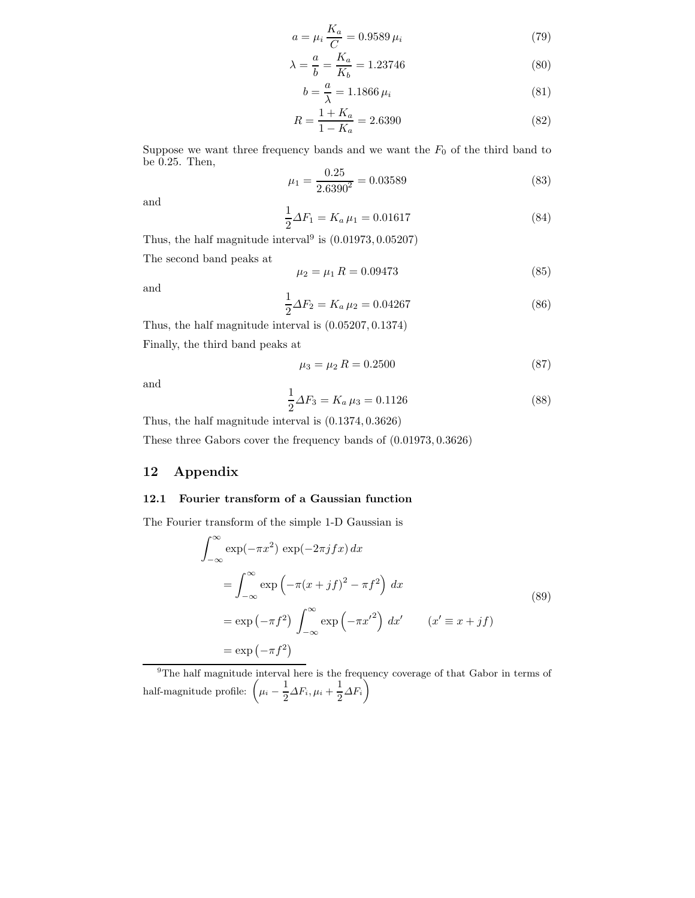$$a = \mu_i \frac{K_a}{C} = 0.9589\, \mu_i \tag{79}$$

$$\lambda = \frac{a}{b} = \frac{K_a}{K_b} = 1.23746 \tag{80}$$

$$b = \frac{a}{\lambda} = 1.1866\, \mu_i \tag{81}$$

$$R = \frac{1 + K_a}{1 - K_a} = 2.6390 \tag{82}$$

Suppose we want three frequency bands and we want the $F_0$ of the third band to be 0.25. Then,

$$\mu_1 = \frac{0.25}{2.6390^2} = 0.03589 \tag{83}$$

and

$$\frac{1}{2}\Delta F_1 = K_a\, \mu_1 = 0.01617 \tag{84}$$

Thus, the half magnitude interval[9] is $(0.01973, 0.05207)$

The second band peaks at

$$\mu_2 = \mu_1\, R = 0.09473 \tag{85}$$

and

$$\frac{1}{2}\Delta F_2 = K_a\, \mu_2 = 0.04267 \tag{86}$$

Thus, the half magnitude interval is $(0.05207, 0.1374)$

Finally, the third band peaks at

$$\mu_3 = \mu_2\, R = 0.2500 \tag{87}$$

and

$$\frac{1}{2}\Delta F_3 = K_a\, \mu_3 = 0.1126 \tag{88}$$

Thus, the half magnitude interval is $(0.1374, 0.3626)$

These three Gabors cover the frequency bands of $(0.01973, 0.3626)$

# 12 Appendix

## 12.1 Fourier transform of a Gaussian function

The Fourier transform of the simple 1-D Gaussian is

$$\begin{aligned}
&\int_{-\infty}^{\infty} \exp(-\pi x^2)\, \exp(-2\pi j f x)\, dx \\
&\quad = \int_{-\infty}^{\infty} \exp\left(-\pi (x + jf)^2 - \pi f^2\right)\, dx \\
&\quad = \exp\left(-\pi f^2\right) \int_{-\infty}^{\infty} \exp\left(-\pi {x'}^2\right)\, dx' \qquad (x' \equiv x + jf) \\
&\quad = \exp\left(-\pi f^2\right)
\end{aligned} \tag{89}$$

[9] The half magnitude interval here is the frequency coverage of that Gabor in terms of half-magnitude profile: $\left(\mu_i - \frac{1}{2}\Delta F_i, \mu_i + \frac{1}{2}\Delta F_i\right)$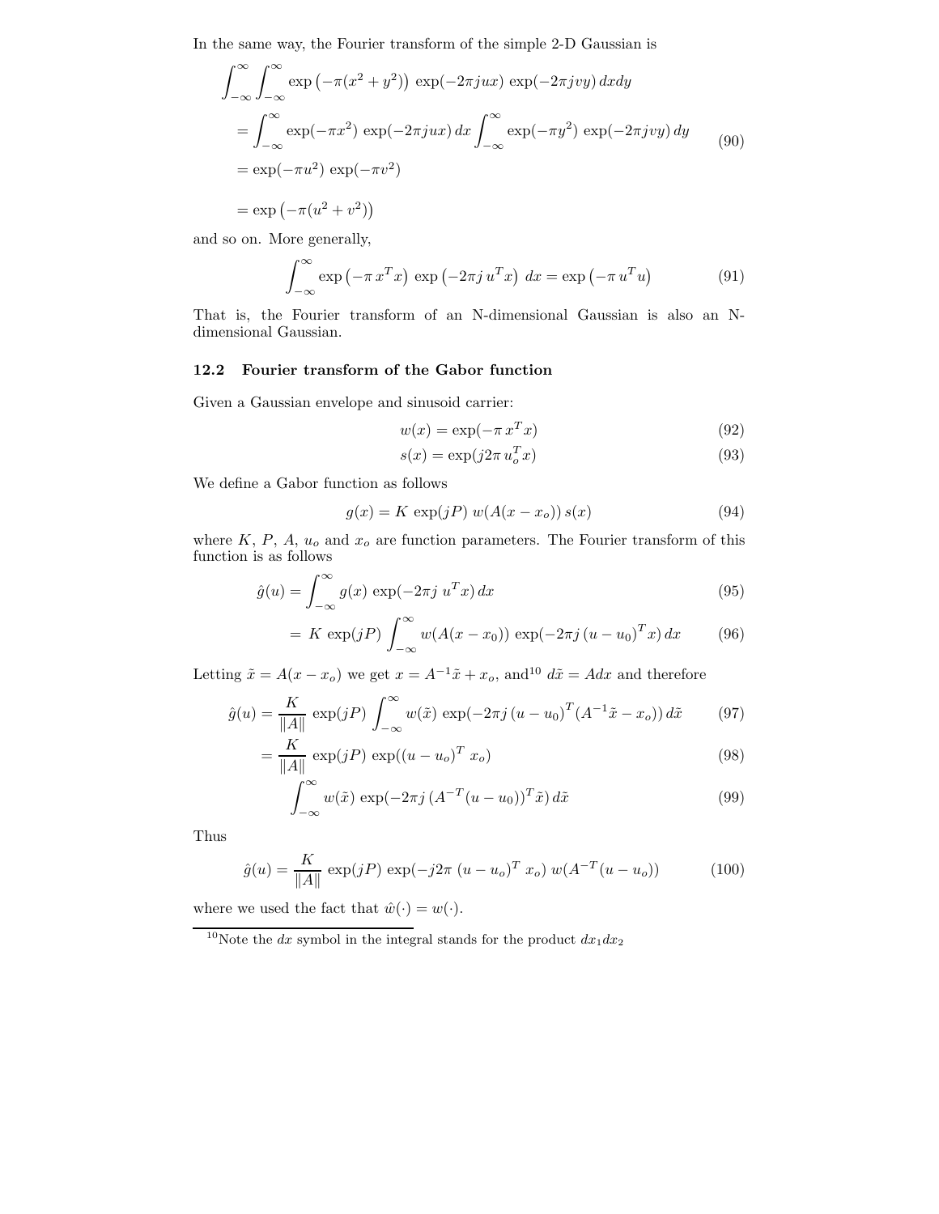In the same way, the Fourier transform of the simple 2-D Gaussian is

$$
\begin{aligned}
&\int_{-\infty}^{\infty}\int_{-\infty}^{\infty} \exp\left(-\pi(x^2+y^2)\right)\,\exp(-2\pi jux)\,\exp(-2\pi jvy)\,dxdy \\
&= \int_{-\infty}^{\infty} \exp(-\pi x^2)\,\exp(-2\pi jux)\,dx \int_{-\infty}^{\infty} \exp(-\pi y^2)\,\exp(-2\pi jvy)\,dy \\
&= \exp(-\pi u^2)\,\exp(-\pi v^2) \\
&= \exp\left(-\pi(u^2+v^2)\right)
\end{aligned}
\tag{90}
$$

and so on. More generally,

$$
\int_{-\infty}^{\infty} \exp\left(-\pi\, x^T x\right)\,\exp\left(-2\pi j\, u^T x\right)\,dx = \exp\left(-\pi\, u^T u\right) \tag{91}
$$

That is, the Fourier transform of an N-dimensional Gaussian is also an N-dimensional Gaussian.

### 12.2 Fourier transform of the Gabor function

Given a Gaussian envelope and sinusoid carrier:

$$
w(x) = \exp(-\pi\, x^T x) \tag{92}
$$

$$
s(x) = \exp(j2\pi\, u_o^T x) \tag{93}
$$

We define a Gabor function as follows

$$
g(x) = K\,\exp(jP)\,w(A(x-x_o))\,s(x) \tag{94}
$$

where $K$, $P$, $A$, $u_o$ and $x_o$ are function parameters. The Fourier transform of this function is as follows

$$
\hat{g}(u) = \int_{-\infty}^{\infty} g(x)\,\exp(-2\pi j\; u^T x)\,dx \tag{95}
$$

$$
= K\,\exp(jP)\int_{-\infty}^{\infty} w(A(x-x_0))\,\exp(-2\pi j\,(u-u_0)^T x)\,dx \tag{96}
$$

Letting $\tilde{x} = A(x-x_o)$ we get $x = A^{-1}\tilde{x} + x_o$, and[10] $d\tilde{x} = Adx$ and therefore

$$
\hat{g}(u) = \frac{K}{\|A\|}\,\exp(jP)\int_{-\infty}^{\infty} w(\tilde{x})\,\exp(-2\pi j\,(u-u_0)^T(A^{-1}\tilde{x}-x_o))\,d\tilde{x} \tag{97}
$$

$$
= \frac{K}{\|A\|}\,\exp(jP)\,\exp((u-u_o)^T\,x_o) \tag{98}
$$

$$
\int_{-\infty}^{\infty} w(\tilde{x})\,\exp(-2\pi j\,(A^{-T}(u-u_0))^T\tilde{x})\,d\tilde{x} \tag{99}
$$

Thus

$$
\hat{g}(u) = \frac{K}{\|A\|}\,\exp(jP)\,\exp(-j2\pi\,(u-u_o)^T\,x_o)\,w(A^{-T}(u-u_o)) \tag{100}
$$

where we used the fact that $\hat{w}(\cdot) = w(\cdot)$.

---

[10] Note the $dx$ symbol in the integral stands for the product $dx_1 dx_2$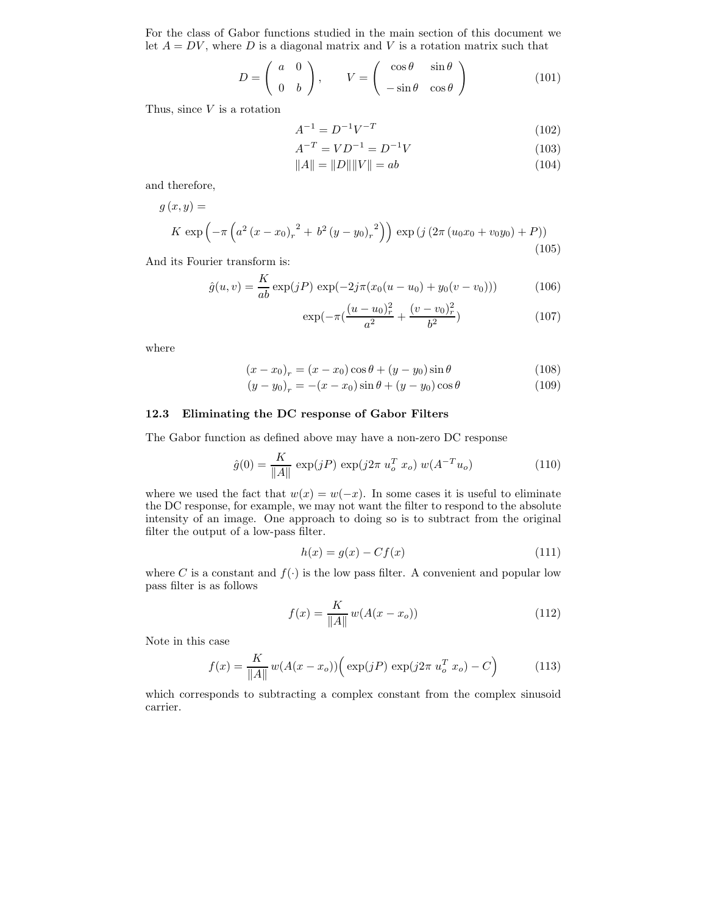For the class of Gabor functions studied in the main section of this document we let $A = DV$, where $D$ is a diagonal matrix and $V$ is a rotation matrix such that

$$D = \begin{pmatrix} a & 0 \\ 0 & b \end{pmatrix}, \qquad V = \begin{pmatrix} \cos\theta & \sin\theta \\ -\sin\theta & \cos\theta \end{pmatrix} \tag{101}$$

Thus, since $V$ is a rotation

$$A^{-1} = D^{-1}V^{-T} \tag{102}$$

$$A^{-T} = VD^{-1} = D^{-1}V \tag{103}$$

$$\|A\| = \|D\|\|V\| = ab \tag{104}$$

and therefore,

$$g(x,y) = \\ K \exp\left(-\pi\left(a^2 \left(x - x_0\right)_r{}^2 + b^2 \left(y - y_0\right)_r{}^2\right)\right) \exp\left(j\left(2\pi\left(u_0 x_0 + v_0 y_0\right) + P\right)\right) \tag{105}$$

And its Fourier transform is:

$$\hat{g}(u,v) = \frac{K}{ab} \exp(jP) \exp(-2j\pi(x_0(u - u_0) + y_0(v - v_0))) \tag{106}$$

$$\exp(-\pi(\frac{(u-u_0)_r^2}{a^2} + \frac{(v-v_0)_r^2}{b^2}) \tag{107}$$

where

$$\left(x - x_0\right)_r = \left(x - x_0\right)\cos\theta + \left(y - y_0\right)\sin\theta \tag{108}$$

$$\left(y - y_0\right)_r = -\left(x - x_0\right)\sin\theta + \left(y - y_0\right)\cos\theta \tag{109}$$

### 12.3 Eliminating the DC response of Gabor Filters

The Gabor function as defined above may have a non-zero DC response

$$\hat{g}(0) = \frac{K}{\|A\|} \exp(jP) \exp(j2\pi\, u_o^T\, x_o)\, w(A^{-T}u_o) \tag{110}$$

where we used the fact that $w(x) = w(-x)$. In some cases it is useful to eliminate the DC response, for example, we may not want the filter to respond to the absolute intensity of an image. One approach to doing so is to subtract from the original filter the output of a low-pass filter.

$$h(x) = g(x) - Cf(x) \tag{111}$$

where $C$ is a constant and $f(\cdot)$ is the low pass filter. A convenient and popular low pass filter is as follows

$$f(x) = \frac{K}{\|A\|} w(A(x - x_o)) \tag{112}$$

Note in this case

$$f(x) = \frac{K}{\|A\|} w(A(x - x_o))\Big(\exp(jP) \exp(j2\pi\, u_o^T\, x_o) - C\Big) \tag{113}$$

which corresponds to subtracting a complex constant from the complex sinusoid carrier.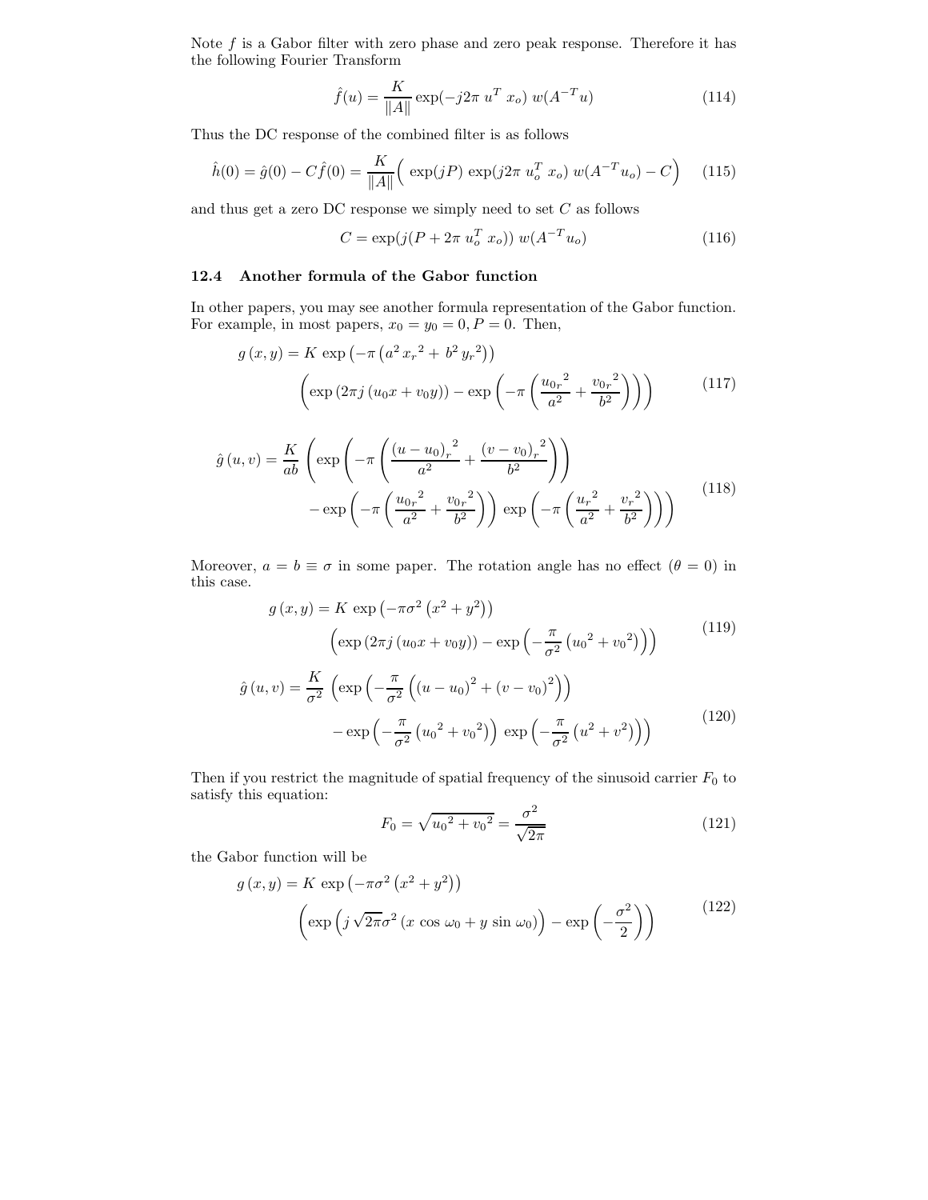Note $f$ is a Gabor filter with zero phase and zero peak response. Therefore it has the following Fourier Transform

$$\hat{f}(u) = \frac{K}{\|A\|} \exp(-j2\pi\ u^T\ x_o)\ w(A^{-T}u) \tag{114}$$

Thus the DC response of the combined filter is as follows

$$\hat{h}(0) = \hat{g}(0) - C\hat{f}(0) = \frac{K}{\|A\|}\Big(\ \exp(jP)\ \exp(j2\pi\ u_o^T\ x_o)\ w(A^{-T}u_o) - C\Big) \tag{115}$$

and thus get a zero DC response we simply need to set $C$ as follows

$$C = \exp(j(P + 2\pi\ u_o^T\ x_o))\ w(A^{-T}u_o) \tag{116}$$

### 12.4 Another formula of the Gabor function

In other papers, you may see another formula representation of the Gabor function. For example, in most papers, $x_0 = y_0 = 0, P = 0$. Then,

$$\begin{aligned} g\left(x,y\right) = K\ \exp\left(-\pi\left(a^2\,{x_r}^2 + b^2\,{y_r}^2\right)\right) \\ \left(\exp\left(2\pi j\left(u_0 x + v_0 y\right)\right) - \exp\left(-\pi\left(\frac{{u_{0r}}^2}{a^2} + \frac{{v_{0r}}^2}{b^2}\right)\right)\right) \end{aligned} \tag{117}$$

$$\begin{aligned} \hat{g}\left(u,v\right) = \frac{K}{ab}\ \Bigg(\exp\left(-\pi\left(\frac{{\left(u-u_0\right)_r}^2}{a^2} + \frac{{\left(v-v_0\right)_r}^2}{b^2}\right)\right) \\ - \exp\left(-\pi\left(\frac{{u_{0r}}^2}{a^2} + \frac{{v_{0r}}^2}{b^2}\right)\right)\ \exp\left(-\pi\left(\frac{{u_r}^2}{a^2} + \frac{{v_r}^2}{b^2}\right)\right)\Bigg) \end{aligned} \tag{118}$$

Moreover, $a = b \equiv \sigma$ in some paper. The rotation angle has no effect ($\theta = 0$) in this case.

$$\begin{aligned} g\left(x,y\right) = K\ \exp\left(-\pi\sigma^2\left(x^2 + y^2\right)\right) \\ \left(\exp\left(2\pi j\left(u_0 x + v_0 y\right)\right) - \exp\left(-\frac{\pi}{\sigma^2}\left({u_0}^2 + {v_0}^2\right)\right)\right) \end{aligned} \tag{119}$$

$$\begin{aligned} \hat{g}\left(u,v\right) = \frac{K}{\sigma^2}\ \left(\exp\left(-\frac{\pi}{\sigma^2}\left(\left(u-u_0\right)^2 + \left(v-v_0\right)^2\right)\right)\right. \\ \left. - \exp\left(-\frac{\pi}{\sigma^2}\left({u_0}^2 + {v_0}^2\right)\right)\ \exp\left(-\frac{\pi}{\sigma^2}\left(u^2 + v^2\right)\right)\right) \end{aligned} \tag{120}$$

Then if you restrict the magnitude of spatial frequency of the sinusoid carrier $F_0$ to satisfy this equation:

$$F_0 = \sqrt{{u_0}^2 + {v_0}^2} = \frac{\sigma^2}{\sqrt{2\pi}} \tag{121}$$

the Gabor function will be

$$\begin{aligned} g\left(x,y\right) = K\ \exp\left(-\pi\sigma^2\left(x^2 + y^2\right)\right) \\ \left(\exp\left(j\,\sqrt{2\pi}\sigma^2\left(x\,\cos\,\omega_0 + y\,\sin\,\omega_0\right)\right) - \exp\left(-\frac{\sigma^2}{2}\right)\right) \end{aligned} \tag{122}$$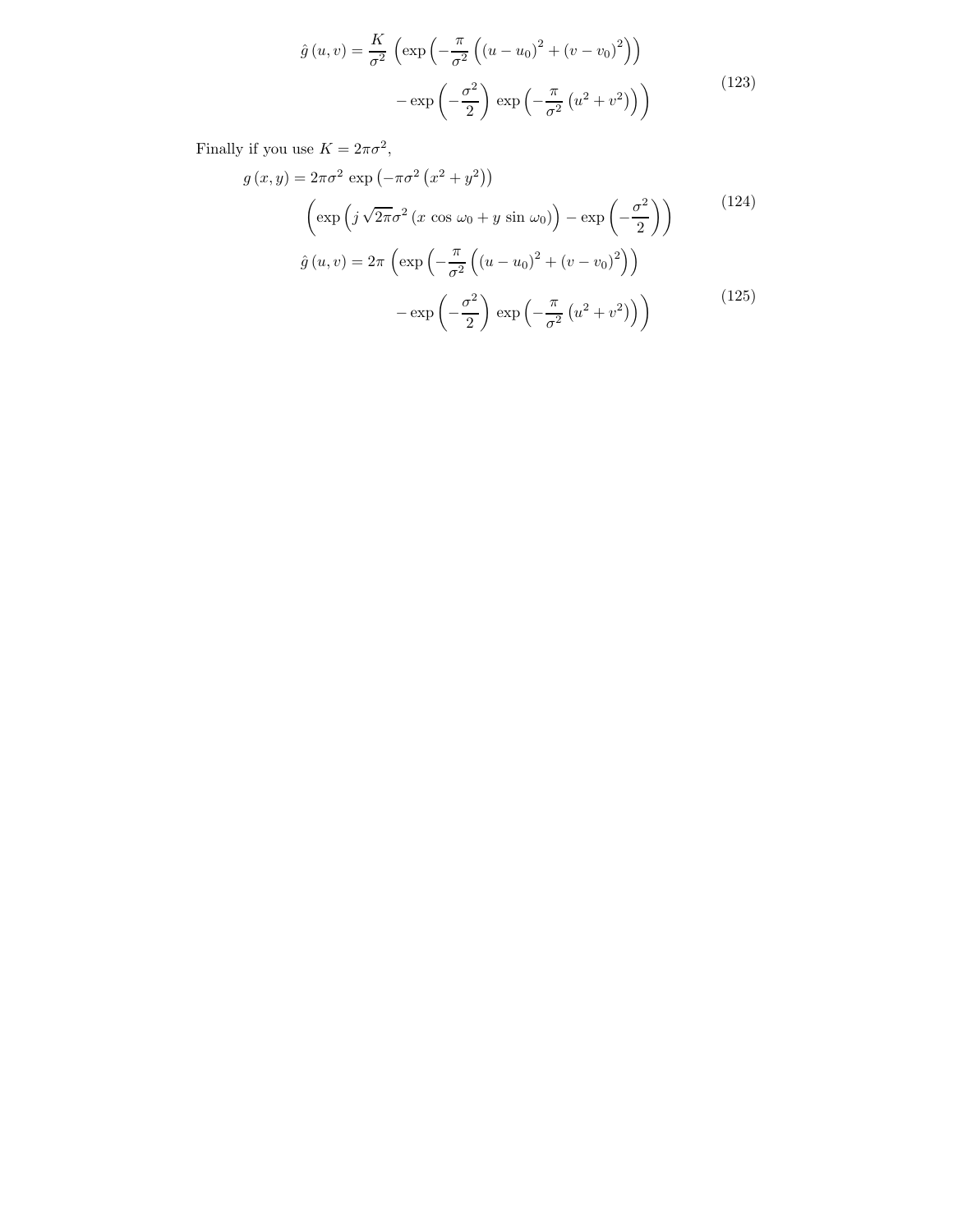$$\hat{g}(u,v) = \frac{K}{\sigma^2} \left( \exp\left( -\frac{\pi}{\sigma^2} \left( (u-u_0)^2 + (v-v_0)^2 \right) \right) - \exp\left( -\frac{\sigma^2}{2} \right) \exp\left( -\frac{\pi}{\sigma^2} \left( u^2 + v^2 \right) \right) \right) \tag{123}$$

Finally if you use $K = 2\pi\sigma^2$,

$$g(x,y) = 2\pi\sigma^2 \exp\left( -\pi\sigma^2 \left( x^2 + y^2 \right) \right) \left( \exp\left( j\sqrt{2\pi}\sigma^2 \left( x \cos\omega_0 + y \sin\omega_0 \right) \right) - \exp\left( -\frac{\sigma^2}{2} \right) \right) \tag{124}$$

$$\hat{g}(u,v) = 2\pi \left( \exp\left( -\frac{\pi}{\sigma^2} \left( (u-u_0)^2 + (v-v_0)^2 \right) \right) - \exp\left( -\frac{\sigma^2}{2} \right) \exp\left( -\frac{\pi}{\sigma^2} \left( u^2 + v^2 \right) \right) \right) \tag{125}$$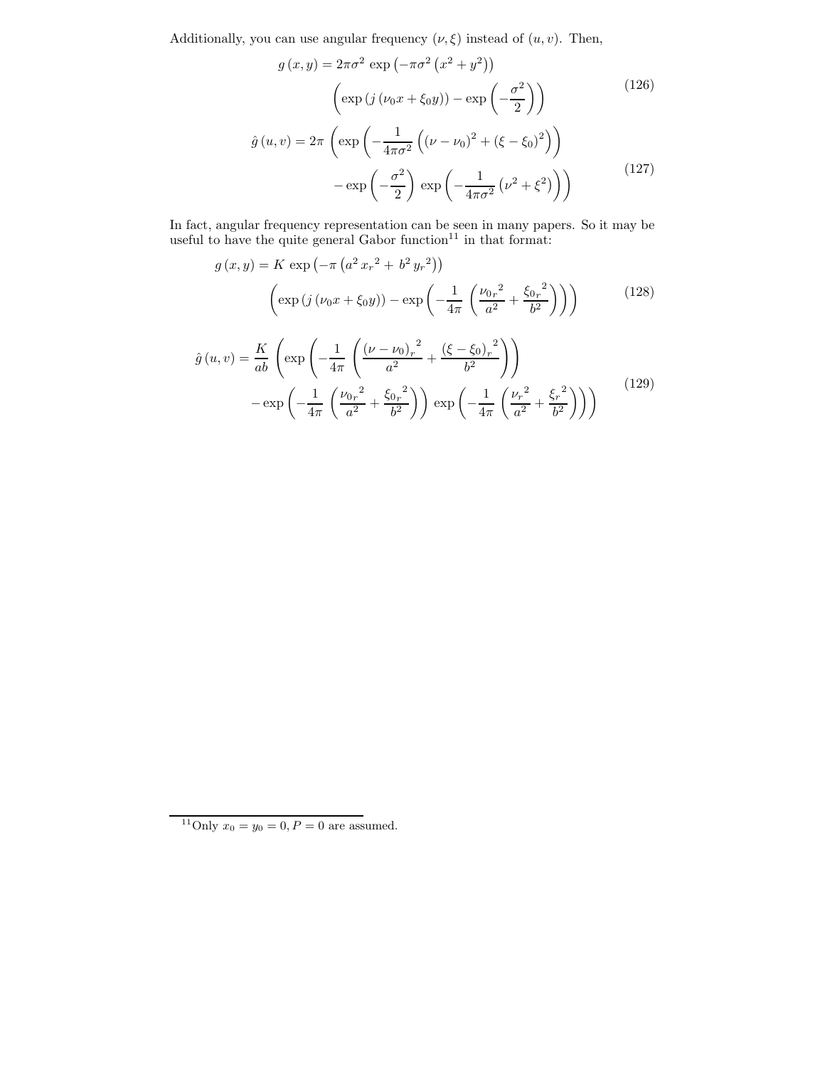Additionally, you can use angular frequency $(\nu, \xi)$ instead of $(u, v)$. Then,

$$
\begin{aligned}
g(x, y) = 2\pi\sigma^2 \, \exp\left(-\pi\sigma^2\left(x^2 + y^2\right)\right) \\
\left(\exp\left(j\left(\nu_0 x + \xi_0 y\right)\right) - \exp\left(-\frac{\sigma^2}{2}\right)\right)
\end{aligned}
\tag{126}
$$

$$
\begin{aligned}
\hat{g}(u, v) = 2\pi \, \left(\exp\left(-\frac{1}{4\pi\sigma^2}\left(\left(\nu - \nu_0\right)^2 + \left(\xi - \xi_0\right)^2\right)\right)\right. \\
\left. - \exp\left(-\frac{\sigma^2}{2}\right) \, \exp\left(-\frac{1}{4\pi\sigma^2}\left(\nu^2 + \xi^2\right)\right)\right)
\end{aligned}
\tag{127}
$$

In fact, angular frequency representation can be seen in many papers. So it may be useful to have the quite general Gabor function[11] in that format:

$$
\begin{aligned}
g(x, y) = K \, \exp\left(-\pi\left(a^2 \, {x_r}^2 + \, b^2 \, {y_r}^2\right)\right) \\
\left(\exp\left(j\left(\nu_0 x + \xi_0 y\right)\right) - \exp\left(-\frac{1}{4\pi}\left(\frac{{\nu_0}_r^{\,2}}{a^2} + \frac{{\xi_0}_r^{\,2}}{b^2}\right)\right)\right)
\end{aligned}
\tag{128}
$$

$$
\begin{aligned}
\hat{g}(u, v) = \frac{K}{ab} \, \left(\exp\left(-\frac{1}{4\pi}\left(\frac{{\left(\nu - \nu_0\right)_r}^2}{a^2} + \frac{{\left(\xi - \xi_0\right)_r}^2}{b^2}\right)\right)\right. \\
\left. - \exp\left(-\frac{1}{4\pi}\left(\frac{{\nu_0}_r^{\,2}}{a^2} + \frac{{\xi_0}_r^{\,2}}{b^2}\right)\right) \, \exp\left(-\frac{1}{4\pi}\left(\frac{{\nu_r}^2}{a^2} + \frac{{\xi_r}^2}{b^2}\right)\right)\right)
\end{aligned}
\tag{129}
$$

---

[11] Only $x_0 = y_0 = 0, P = 0$ are assumed.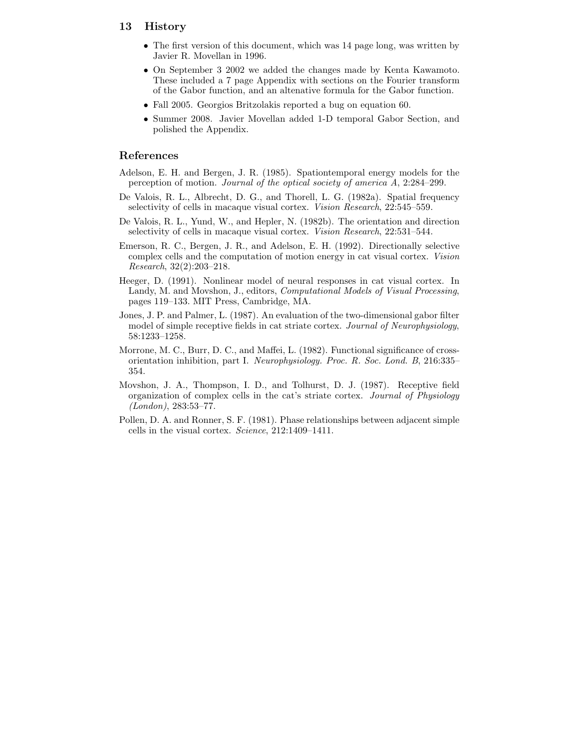## 13 History

- The first version of this document, which was 14 page long, was written by Javier R. Movellan in 1996.
- On September 3 2002 we added the changes made by Kenta Kawamoto. These included a 7 page Appendix with sections on the Fourier transform of the Gabor function, and an altenative formula for the Gabor function.
- Fall 2005. Georgios Britzolakis reported a bug on equation 60.
- Summer 2008. Javier Movellan added 1-D temporal Gabor Section, and polished the Appendix.

## References

Adelson, E. H. and Bergen, J. R. (1985). Spationtemporal energy models for the perception of motion. *Journal of the optical society of america A*, 2:284–299.

De Valois, R. L., Albrecht, D. G., and Thorell, L. G. (1982a). Spatial frequency selectivity of cells in macaque visual cortex. *Vision Research*, 22:545–559.

De Valois, R. L., Yund, W., and Hepler, N. (1982b). The orientation and direction selectivity of cells in macaque visual cortex. *Vision Research*, 22:531–544.

Emerson, R. C., Bergen, J. R., and Adelson, E. H. (1992). Directionally selective complex cells and the computation of motion energy in cat visual cortex. *Vision Research*, 32(2):203–218.

Heeger, D. (1991). Nonlinear model of neural responses in cat visual cortex. In Landy, M. and Movshon, J., editors, *Computational Models of Visual Processing*, pages 119–133. MIT Press, Cambridge, MA.

Jones, J. P. and Palmer, L. (1987). An evaluation of the two-dimensional gabor filter model of simple receptive fields in cat striate cortex. *Journal of Neurophysiology*, 58:1233–1258.

Morrone, M. C., Burr, D. C., and Maffei, L. (1982). Functional significance of cross-orientation inhibition, part I. *Neurophysiology. Proc. R. Soc. Lond. B*, 216:335–354.

Movshon, J. A., Thompson, I. D., and Tolhurst, D. J. (1987). Receptive field organization of complex cells in the cat's striate cortex. *Journal of Physiology (London)*, 283:53–77.

Pollen, D. A. and Ronner, S. F. (1981). Phase relationships between adjacent simple cells in the visual cortex. *Science*, 212:1409–1411.